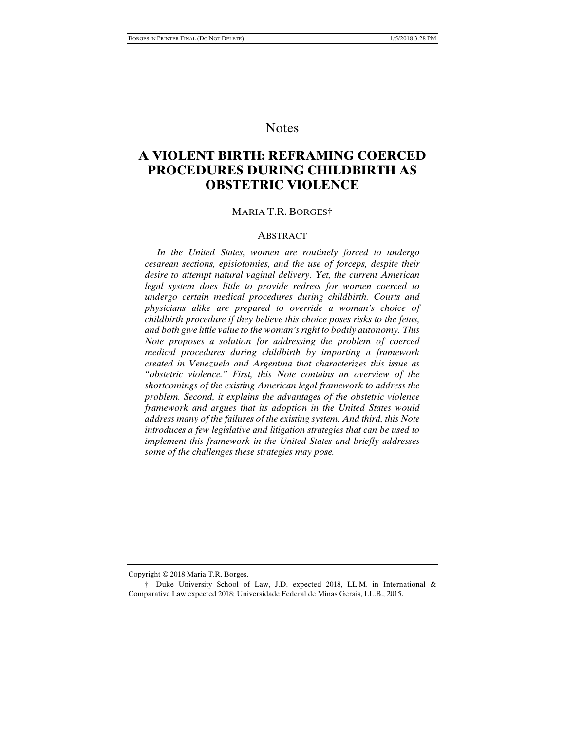# Notes

# A VIOLENT BIRTH: REFRAMING COERCED PROCEDURES DURING CHILDBIRTH AS OBSTETRIC VIOLENCE

MARIA T.R. BORGES†

## ABSTRACT

*In the United States, women are routinely forced to undergo cesarean sections, episiotomies, and the use of forceps, despite their desire to attempt natural vaginal delivery. Yet, the current American legal system does little to provide redress for women coerced to undergo certain medical procedures during childbirth. Courts and physicians alike are prepared to override a woman's choice of childbirth procedure if they believe this choice poses risks to the fetus, and both give little value to the woman's right to bodily autonomy. This Note proposes a solution for addressing the problem of coerced medical procedures during childbirth by importing a framework created in Venezuela and Argentina that characterizes this issue as "obstetric violence." First, this Note contains an overview of the shortcomings of the existing American legal framework to address the problem. Second, it explains the advantages of the obstetric violence framework and argues that its adoption in the United States would address many of the failures of the existing system. And third, this Note introduces a few legislative and litigation strategies that can be used to implement this framework in the United States and briefly addresses some of the challenges these strategies may pose.*

---

Copyright © 2018 Maria T.R. Borges.

† Duke University School of Law, J.D. expected 2018, LL.M. in International & Comparative Law expected 2018; Universidade Federal de Minas Gerais, LL.B., 2015.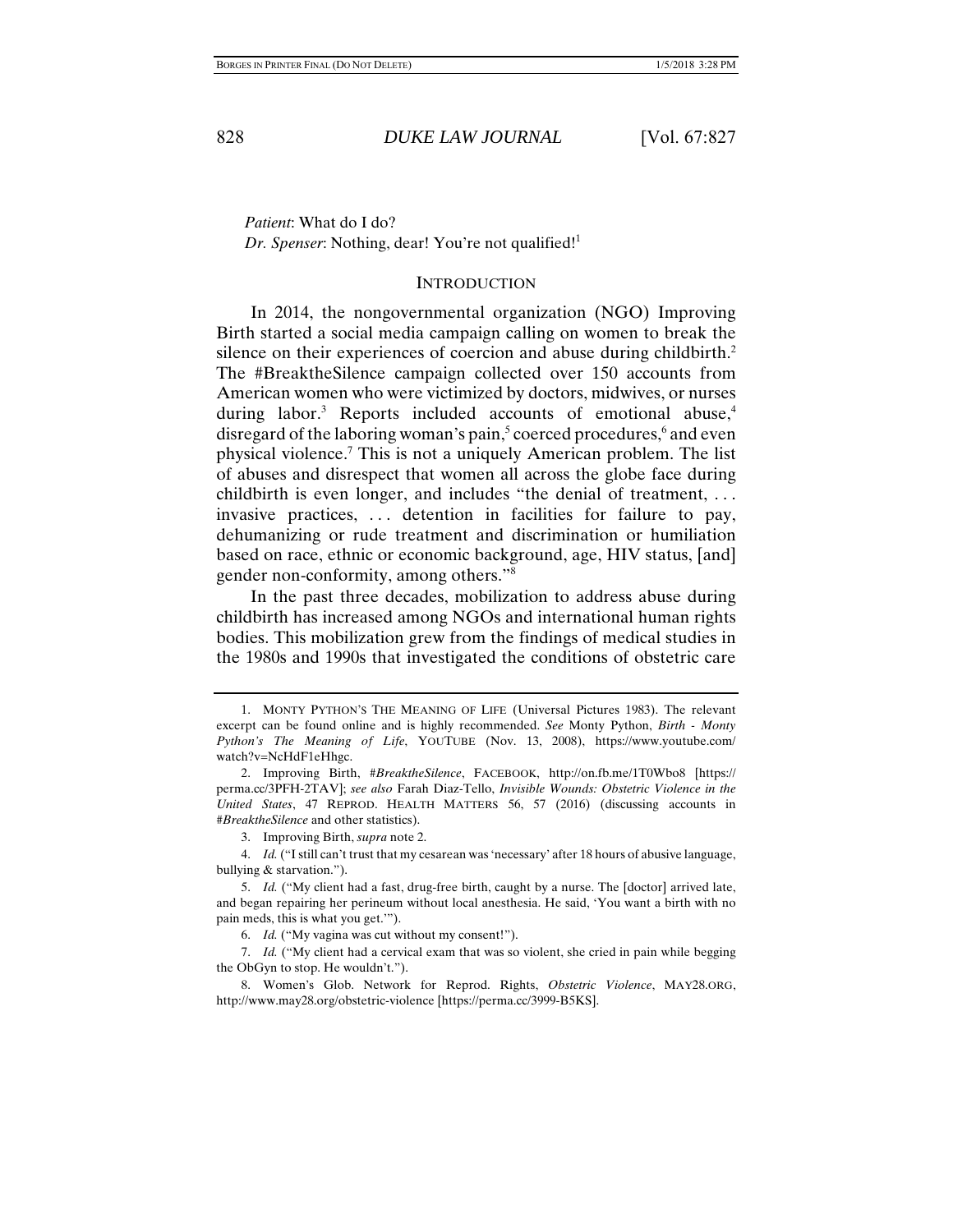*Patient*: What do I do?
*Dr. Spenser*: Nothing, dear! You're not qualified![1]

## INTRODUCTION

In 2014, the nongovernmental organization (NGO) Improving Birth started a social media campaign calling on women to break the silence on their experiences of coercion and abuse during childbirth.[2] The #BreaktheSilence campaign collected over 150 accounts from American women who were victimized by doctors, midwives, or nurses during labor.[3] Reports included accounts of emotional abuse,[4] disregard of the laboring woman's pain,[5] coerced procedures,[6] and even physical violence.[7] This is not a uniquely American problem. The list of abuses and disrespect that women all across the globe face during childbirth is even longer, and includes "the denial of treatment, . . . invasive practices, . . . detention in facilities for failure to pay, dehumanizing or rude treatment and discrimination or humiliation based on race, ethnic or economic background, age, HIV status, [and] gender non-conformity, among others."[8]

In the past three decades, mobilization to address abuse during childbirth has increased among NGOs and international human rights bodies. This mobilization grew from the findings of medical studies in the 1980s and 1990s that investigated the conditions of obstetric care

---

1. MONTY PYTHON'S THE MEANING OF LIFE (Universal Pictures 1983). The relevant excerpt can be found online and is highly recommended. *See* Monty Python, *Birth - Monty Python's The Meaning of Life*, YOUTUBE (Nov. 13, 2008), https://www.youtube.com/watch?v=NcHdF1eHhgc.

2. Improving Birth, *#BreaktheSilence*, FACEBOOK, http://on.fb.me/1T0Wbo8 [https://perma.cc/3PFH-2TAV]; *see also* Farah Diaz-Tello, *Invisible Wounds: Obstetric Violence in the United States*, 47 REPROD. HEALTH MATTERS 56, 57 (2016) (discussing accounts in *#BreaktheSilence* and other statistics).

3. Improving Birth, *supra* note 2.

4. *Id.* ("I still can't trust that my cesarean was 'necessary' after 18 hours of abusive language, bullying & starvation.").

5. *Id.* ("My client had a fast, drug-free birth, caught by a nurse. The [doctor] arrived late, and began repairing her perineum without local anesthesia. He said, 'You want a birth with no pain meds, this is what you get.'").

6. *Id.* ("My vagina was cut without my consent!").

7. *Id.* ("My client had a cervical exam that was so violent, she cried in pain while begging the ObGyn to stop. He wouldn't.").

8. Women's Glob. Network for Reprod. Rights, *Obstetric Violence*, MAY28.ORG, http://www.may28.org/obstetric-violence [https://perma.cc/3999-B5KS].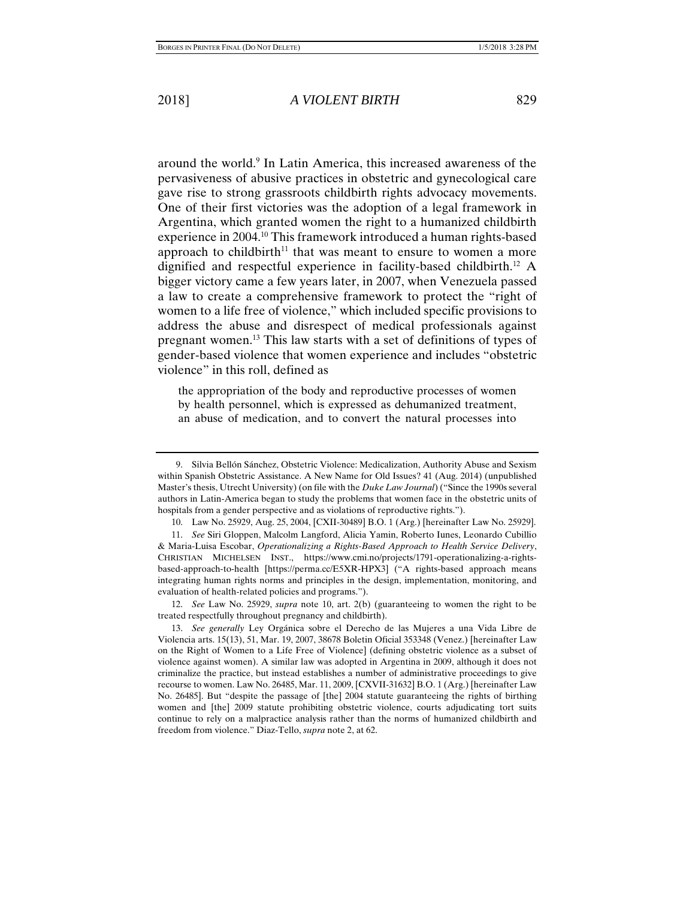around the world.[9] In Latin America, this increased awareness of the pervasiveness of abusive practices in obstetric and gynecological care gave rise to strong grassroots childbirth rights advocacy movements. One of their first victories was the adoption of a legal framework in Argentina, which granted women the right to a humanized childbirth experience in 2004.[10] This framework introduced a human rights-based approach to childbirth[11] that was meant to ensure to women a more dignified and respectful experience in facility-based childbirth.[12] A bigger victory came a few years later, in 2007, when Venezuela passed a law to create a comprehensive framework to protect the "right of women to a life free of violence," which included specific provisions to address the abuse and disrespect of medical professionals against pregnant women.[13] This law starts with a set of definitions of types of gender-based violence that women experience and includes "obstetric violence" in this roll, defined as

> the appropriation of the body and reproductive processes of women by health personnel, which is expressed as dehumanized treatment, an abuse of medication, and to convert the natural processes into

---

9. Silvia Bellón Sánchez, Obstetric Violence: Medicalization, Authority Abuse and Sexism within Spanish Obstetric Assistance. A New Name for Old Issues? 41 (Aug. 2014) (unpublished Master's thesis, Utrecht University) (on file with the *Duke Law Journal*) ("Since the 1990s several authors in Latin-America began to study the problems that women face in the obstetric units of hospitals from a gender perspective and as violations of reproductive rights.").

10. Law No. 25929, Aug. 25, 2004, [CXII-30489] B.O. 1 (Arg.) [hereinafter Law No. 25929].

11. *See* Siri Gloppen, Malcolm Langford, Alicia Yamin, Roberto Iunes, Leonardo Cubillio & Maria-Luisa Escobar, *Operationalizing a Rights-Based Approach to Health Service Delivery*, CHRISTIAN MICHELSEN INST., https://www.cmi.no/projects/1791-operationalizing-a-rights-based-approach-to-health [https://perma.cc/E5XR-HPX3] ("A rights-based approach means integrating human rights norms and principles in the design, implementation, monitoring, and evaluation of health-related policies and programs.").

12. *See* Law No. 25929, *supra* note 10, art. 2(b) (guaranteeing to women the right to be treated respectfully throughout pregnancy and childbirth).

13. *See generally* Ley Orgánica sobre el Derecho de las Mujeres a una Vida Libre de Violencia arts. 15(13), 51, Mar. 19, 2007, 38678 Boletin Oficial 353348 (Venez.) [hereinafter Law on the Right of Women to a Life Free of Violence] (defining obstetric violence as a subset of violence against women). A similar law was adopted in Argentina in 2009, although it does not criminalize the practice, but instead establishes a number of administrative proceedings to give recourse to women. Law No. 26485, Mar. 11, 2009, [CXVII-31632] B.O. 1 (Arg.) [hereinafter Law No. 26485]. But "despite the passage of [the] 2004 statute guaranteeing the rights of birthing women and [the] 2009 statute prohibiting obstetric violence, courts adjudicating tort suits continue to rely on a malpractice analysis rather than the norms of humanized childbirth and freedom from violence." Diaz-Tello, *supra* note 2, at 62.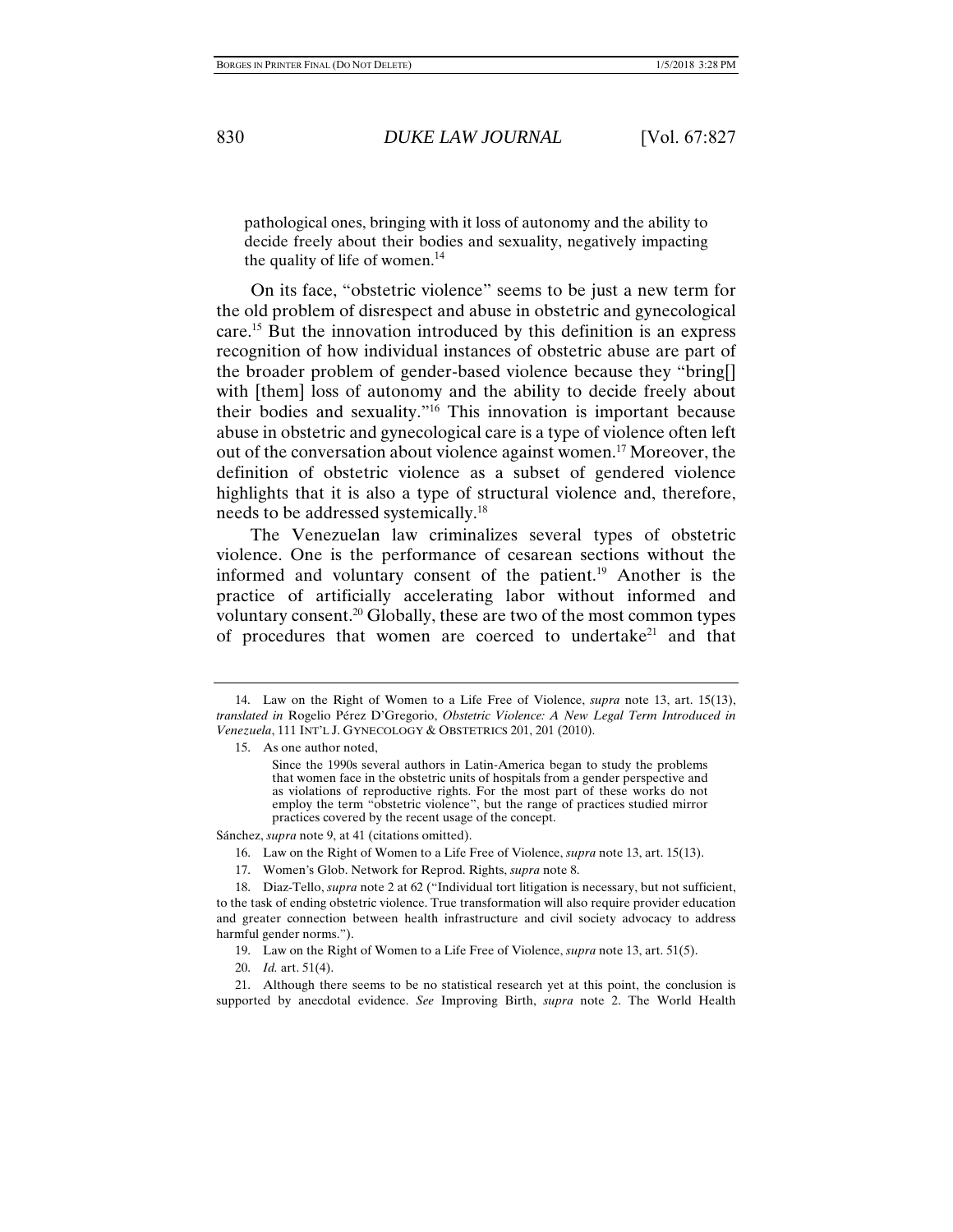pathological ones, bringing with it loss of autonomy and the ability to decide freely about their bodies and sexuality, negatively impacting the quality of life of women.[14]

On its face, "obstetric violence" seems to be just a new term for the old problem of disrespect and abuse in obstetric and gynecological care.[15] But the innovation introduced by this definition is an express recognition of how individual instances of obstetric abuse are part of the broader problem of gender-based violence because they "bring[] with [them] loss of autonomy and the ability to decide freely about their bodies and sexuality."[16] This innovation is important because abuse in obstetric and gynecological care is a type of violence often left out of the conversation about violence against women.[17] Moreover, the definition of obstetric violence as a subset of gendered violence highlights that it is also a type of structural violence and, therefore, needs to be addressed systemically.[18]

The Venezuelan law criminalizes several types of obstetric violence. One is the performance of cesarean sections without the informed and voluntary consent of the patient.[19] Another is the practice of artificially accelerating labor without informed and voluntary consent.[20] Globally, these are two of the most common types of procedures that women are coerced to undertake[21] and that

---

14. Law on the Right of Women to a Life Free of Violence, *supra* note 13, art. 15(13), *translated in* Rogelio Pérez D'Gregorio, *Obstetric Violence: A New Legal Term Introduced in Venezuela*, 111 INT'L J. GYNECOLOGY & OBSTETRICS 201, 201 (2010).

15. As one author noted,

> Since the 1990s several authors in Latin-America began to study the problems that women face in the obstetric units of hospitals from a gender perspective and as violations of reproductive rights. For the most part of these works do not employ the term "obstetric violence", but the range of practices studied mirror practices covered by the recent usage of the concept.

Sánchez, *supra* note 9, at 41 (citations omitted).

16. Law on the Right of Women to a Life Free of Violence, *supra* note 13, art. 15(13).

17. Women's Glob. Network for Reprod. Rights, *supra* note 8.

18. Diaz-Tello, *supra* note 2 at 62 ("Individual tort litigation is necessary, but not sufficient, to the task of ending obstetric violence. True transformation will also require provider education and greater connection between health infrastructure and civil society advocacy to address harmful gender norms.").

19. Law on the Right of Women to a Life Free of Violence, *supra* note 13, art. 51(5).

20. *Id.* art. 51(4).

21. Although there seems to be no statistical research yet at this point, the conclusion is supported by anecdotal evidence. *See* Improving Birth, *supra* note 2. The World Health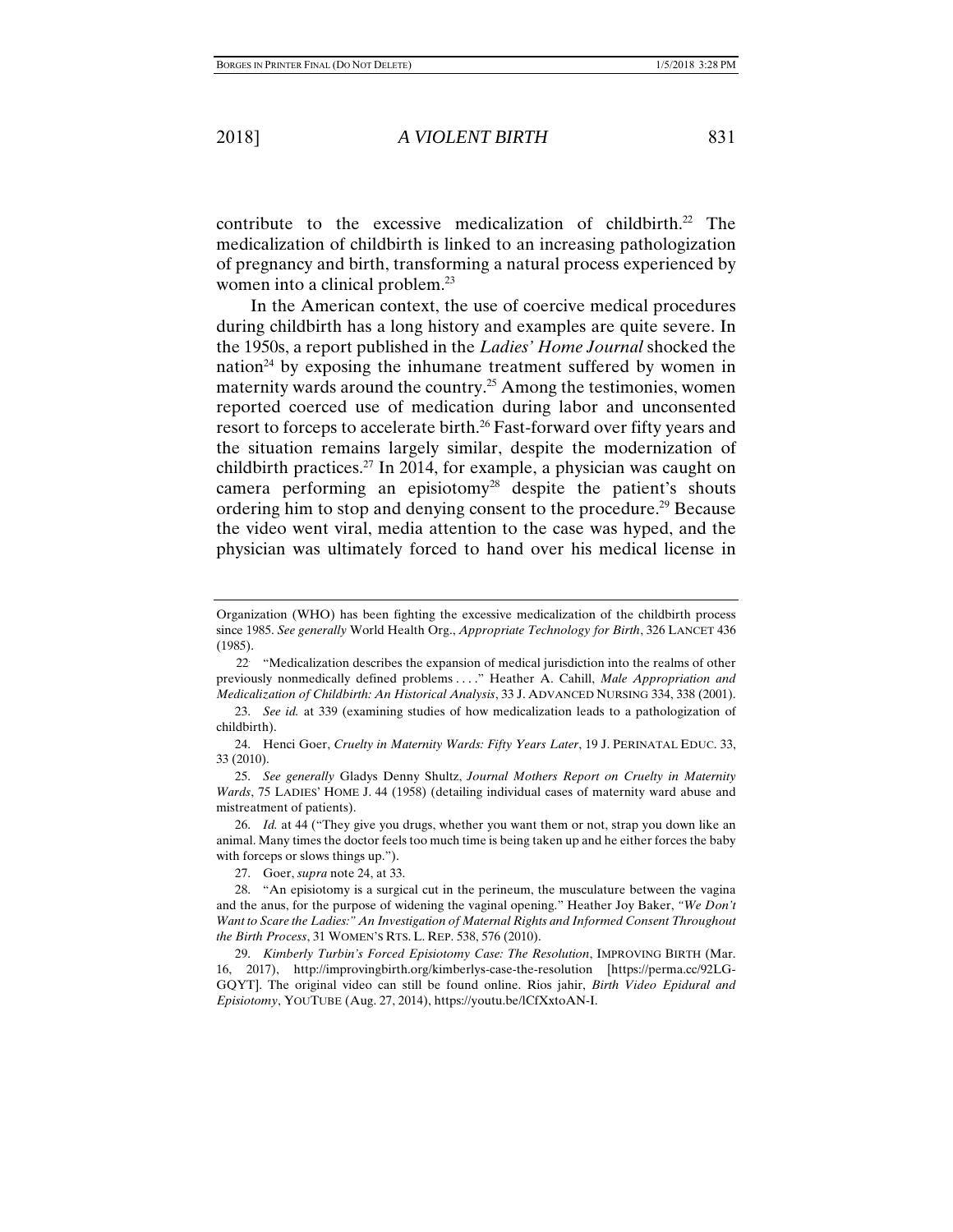contribute to the excessive medicalization of childbirth.[22] The medicalization of childbirth is linked to an increasing pathologization of pregnancy and birth, transforming a natural process experienced by women into a clinical problem.[23]

In the American context, the use of coercive medical procedures during childbirth has a long history and examples are quite severe. In the 1950s, a report published in the *Ladies' Home Journal* shocked the nation[24] by exposing the inhumane treatment suffered by women in maternity wards around the country.[25] Among the testimonies, women reported coerced use of medication during labor and unconsented resort to forceps to accelerate birth.[26] Fast-forward over fifty years and the situation remains largely similar, despite the modernization of childbirth practices.[27] In 2014, for example, a physician was caught on camera performing an episiotomy[28] despite the patient's shouts ordering him to stop and denying consent to the procedure.[29] Because the video went viral, media attention to the case was hyped, and the physician was ultimately forced to hand over his medical license in

---

Organization (WHO) has been fighting the excessive medicalization of the childbirth process since 1985. *See generally* World Health Org., *Appropriate Technology for Birth*, 326 LANCET 436 (1985).

22. "Medicalization describes the expansion of medical jurisdiction into the realms of other previously nonmedically defined problems . . . ." Heather A. Cahill, *Male Appropriation and Medicalization of Childbirth: An Historical Analysis*, 33 J. ADVANCED NURSING 334, 338 (2001).

23. *See id.* at 339 (examining studies of how medicalization leads to a pathologization of childbirth).

24. Henci Goer, *Cruelty in Maternity Wards: Fifty Years Later*, 19 J. PERINATAL EDUC. 33, 33 (2010).

25. *See generally* Gladys Denny Shultz, *Journal Mothers Report on Cruelty in Maternity Wards*, 75 LADIES' HOME J. 44 (1958) (detailing individual cases of maternity ward abuse and mistreatment of patients).

26. *Id.* at 44 ("They give you drugs, whether you want them or not, strap you down like an animal. Many times the doctor feels too much time is being taken up and he either forces the baby with forceps or slows things up.").

27. Goer, *supra* note 24, at 33.

28. "An episiotomy is a surgical cut in the perineum, the musculature between the vagina and the anus, for the purpose of widening the vaginal opening." Heather Joy Baker, *"We Don't Want to Scare the Ladies:" An Investigation of Maternal Rights and Informed Consent Throughout the Birth Process*, 31 WOMEN'S RTS. L. REP. 538, 576 (2010).

29. *Kimberly Turbin's Forced Episiotomy Case: The Resolution*, IMPROVING BIRTH (Mar. 16, 2017), http://improvingbirth.org/kimberlys-case-the-resolution [https://perma.cc/92LG-GQYT]. The original video can still be found online. Rios jahir, *Birth Video Epidural and Episiotomy*, YOUTUBE (Aug. 27, 2014), https://youtu.be/lCfXxtoAN-I.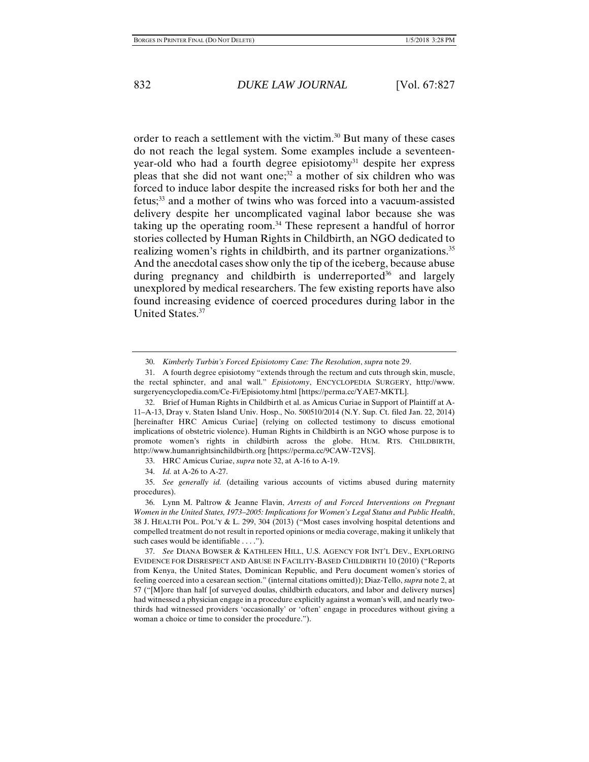order to reach a settlement with the victim.[30] But many of these cases do not reach the legal system. Some examples include a seventeen-year-old who had a fourth degree episiotomy[31] despite her express pleas that she did not want one;[32] a mother of six children who was forced to induce labor despite the increased risks for both her and the fetus;[33] and a mother of twins who was forced into a vacuum-assisted delivery despite her uncomplicated vaginal labor because she was taking up the operating room.[34] These represent a handful of horror stories collected by Human Rights in Childbirth, an NGO dedicated to realizing women's rights in childbirth, and its partner organizations.[35] And the anecdotal cases show only the tip of the iceberg, because abuse during pregnancy and childbirth is underreported[36] and largely unexplored by medical researchers. The few existing reports have also found increasing evidence of coerced procedures during labor in the United States.[37]

---

30. *Kimberly Turbin's Forced Episiotomy Case: The Resolution*, *supra* note 29.

31. A fourth degree episiotomy "extends through the rectum and cuts through skin, muscle, the rectal sphincter, and anal wall." *Episiotomy*, ENCYCLOPEDIA SURGERY, http://www.surgeryencyclopedia.com/Ce-Fi/Episiotomy.html [https://perma.cc/YAE7-MKTL].

32. Brief of Human Rights in Childbirth et al. as Amicus Curiae in Support of Plaintiff at A-11–A-13, Dray v. Staten Island Univ. Hosp., No. 500510/2014 (N.Y. Sup. Ct. filed Jan. 22, 2014) [hereinafter HRC Amicus Curiae] (relying on collected testimony to discuss emotional implications of obstetric violence). Human Rights in Childbirth is an NGO whose purpose is to promote women's rights in childbirth across the globe. HUM. RTS. CHILDBIRTH, http://www.humanrightsinchildbirth.org [https://perma.cc/9CAW-T2VS].

33. HRC Amicus Curiae, *supra* note 32, at A-16 to A-19.

34. *Id.* at A-26 to A-27.

35. *See generally id.* (detailing various accounts of victims abused during maternity procedures).

36. Lynn M. Paltrow & Jeanne Flavin, *Arrests of and Forced Interventions on Pregnant Women in the United States, 1973–2005: Implications for Women's Legal Status and Public Health*, 38 J. HEALTH POL. POL'Y & L. 299, 304 (2013) ("Most cases involving hospital detentions and compelled treatment do not result in reported opinions or media coverage, making it unlikely that such cases would be identifiable . . . .").

37. *See* DIANA BOWSER & KATHLEEN HILL, U.S. AGENCY FOR INT'L DEV., EXPLORING EVIDENCE FOR DISRESPECT AND ABUSE IN FACILITY-BASED CHILDBIRTH 10 (2010) ("Reports from Kenya, the United States, Dominican Republic, and Peru document women's stories of feeling coerced into a cesarean section." (internal citations omitted)); Diaz-Tello, *supra* note 2, at 57 ("[M]ore than half [of surveyed doulas, childbirth educators, and labor and delivery nurses] had witnessed a physician engage in a procedure explicitly against a woman's will, and nearly two-thirds had witnessed providers 'occasionally' or 'often' engage in procedures without giving a woman a choice or time to consider the procedure.").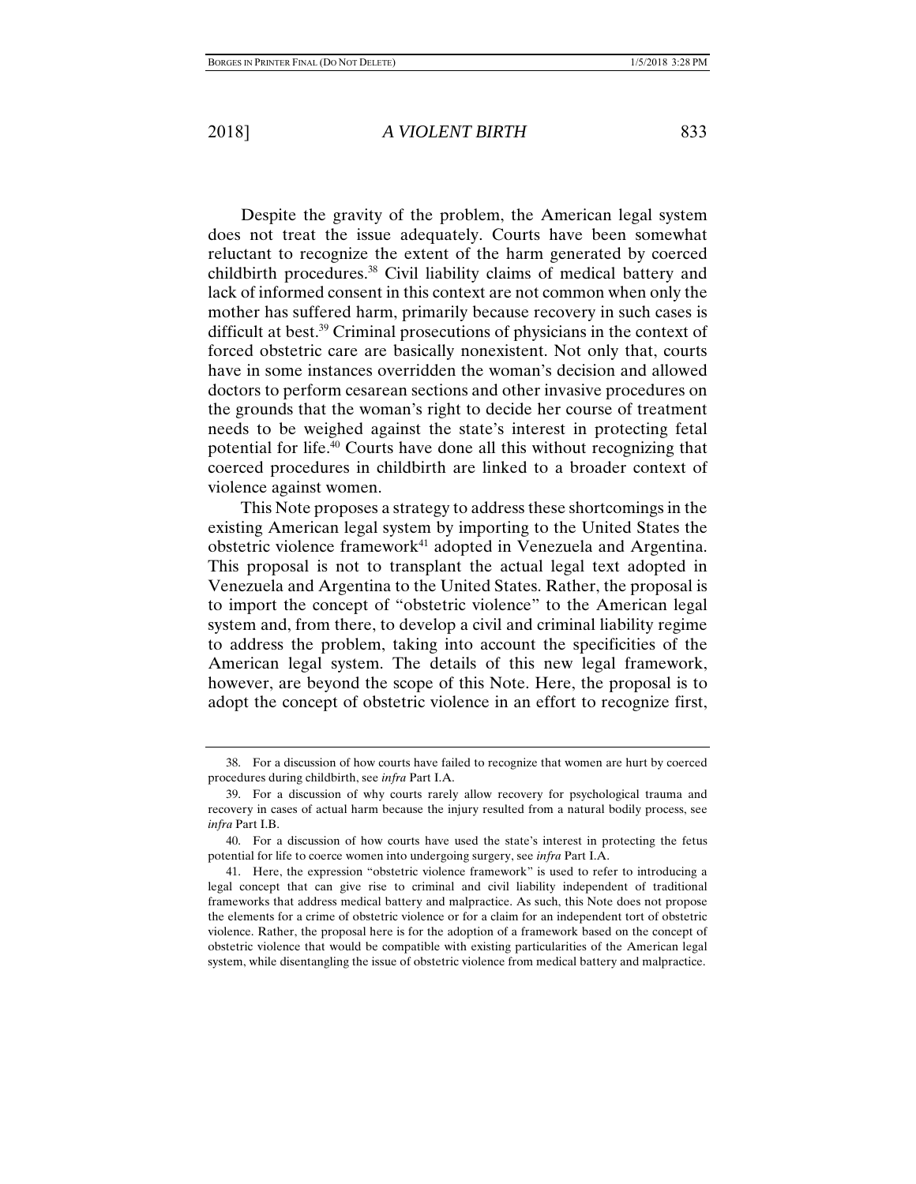Despite the gravity of the problem, the American legal system does not treat the issue adequately. Courts have been somewhat reluctant to recognize the extent of the harm generated by coerced childbirth procedures.[38] Civil liability claims of medical battery and lack of informed consent in this context are not common when only the mother has suffered harm, primarily because recovery in such cases is difficult at best.[39] Criminal prosecutions of physicians in the context of forced obstetric care are basically nonexistent. Not only that, courts have in some instances overridden the woman's decision and allowed doctors to perform cesarean sections and other invasive procedures on the grounds that the woman's right to decide her course of treatment needs to be weighed against the state's interest in protecting fetal potential for life.[40] Courts have done all this without recognizing that coerced procedures in childbirth are linked to a broader context of violence against women.

This Note proposes a strategy to address these shortcomings in the existing American legal system by importing to the United States the obstetric violence framework[41] adopted in Venezuela and Argentina. This proposal is not to transplant the actual legal text adopted in Venezuela and Argentina to the United States. Rather, the proposal is to import the concept of "obstetric violence" to the American legal system and, from there, to develop a civil and criminal liability regime to address the problem, taking into account the specificities of the American legal system. The details of this new legal framework, however, are beyond the scope of this Note. Here, the proposal is to adopt the concept of obstetric violence in an effort to recognize first,

---

38. For a discussion of how courts have failed to recognize that women are hurt by coerced procedures during childbirth, see *infra* Part I.A.

39. For a discussion of why courts rarely allow recovery for psychological trauma and recovery in cases of actual harm because the injury resulted from a natural bodily process, see *infra* Part I.B.

40. For a discussion of how courts have used the state's interest in protecting the fetus potential for life to coerce women into undergoing surgery, see *infra* Part I.A.

41. Here, the expression "obstetric violence framework" is used to refer to introducing a legal concept that can give rise to criminal and civil liability independent of traditional frameworks that address medical battery and malpractice. As such, this Note does not propose the elements for a crime of obstetric violence or for a claim for an independent tort of obstetric violence. Rather, the proposal here is for the adoption of a framework based on the concept of obstetric violence that would be compatible with existing particularities of the American legal system, while disentangling the issue of obstetric violence from medical battery and malpractice.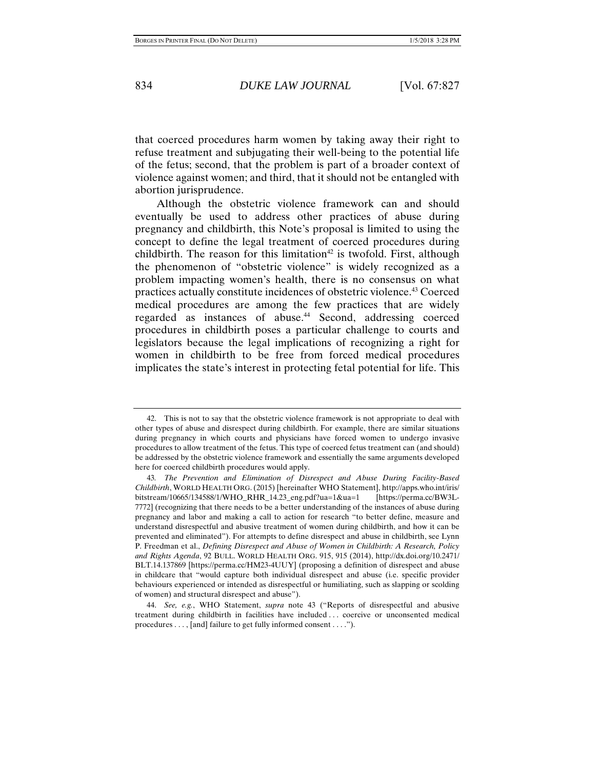that coerced procedures harm women by taking away their right to refuse treatment and subjugating their well-being to the potential life of the fetus; second, that the problem is part of a broader context of violence against women; and third, that it should not be entangled with abortion jurisprudence.

Although the obstetric violence framework can and should eventually be used to address other practices of abuse during pregnancy and childbirth, this Note's proposal is limited to using the concept to define the legal treatment of coerced procedures during childbirth. The reason for this limitation[42] is twofold. First, although the phenomenon of "obstetric violence" is widely recognized as a problem impacting women's health, there is no consensus on what practices actually constitute incidences of obstetric violence.[43] Coerced medical procedures are among the few practices that are widely regarded as instances of abuse.[44] Second, addressing coerced procedures in childbirth poses a particular challenge to courts and legislators because the legal implications of recognizing a right for women in childbirth to be free from forced medical procedures implicates the state's interest in protecting fetal potential for life. This

---

42. This is not to say that the obstetric violence framework is not appropriate to deal with other types of abuse and disrespect during childbirth. For example, there are similar situations during pregnancy in which courts and physicians have forced women to undergo invasive procedures to allow treatment of the fetus. This type of coerced fetus treatment can (and should) be addressed by the obstetric violence framework and essentially the same arguments developed here for coerced childbirth procedures would apply.

43. *The Prevention and Elimination of Disrespect and Abuse During Facility-Based Childbirth*, WORLD HEALTH ORG. (2015) [hereinafter WHO Statement], http://apps.who.int/iris/bitstream/10665/134588/1/WHO_RHR_14.23_eng.pdf?ua=1&ua=1 [https://perma.cc/BW3L-7772] (recognizing that there needs to be a better understanding of the instances of abuse during pregnancy and labor and making a call to action for research "to better define, measure and understand disrespectful and abusive treatment of women during childbirth, and how it can be prevented and eliminated"). For attempts to define disrespect and abuse in childbirth, see Lynn P. Freedman et al., *Defining Disrespect and Abuse of Women in Childbirth: A Research, Policy and Rights Agenda*, 92 BULL. WORLD HEALTH ORG. 915, 915 (2014), http://dx.doi.org/10.2471/BLT.14.137869 [https://perma.cc/HM23-4UUY] (proposing a definition of disrespect and abuse in childcare that "would capture both individual disrespect and abuse (i.e. specific provider behaviours experienced or intended as disrespectful or humiliating, such as slapping or scolding of women) and structural disrespect and abuse").

44. *See, e.g.*, WHO Statement, *supra* note 43 ("Reports of disrespectful and abusive treatment during childbirth in facilities have included . . . coercive or unconsented medical procedures . . . , [and] failure to get fully informed consent . . . .").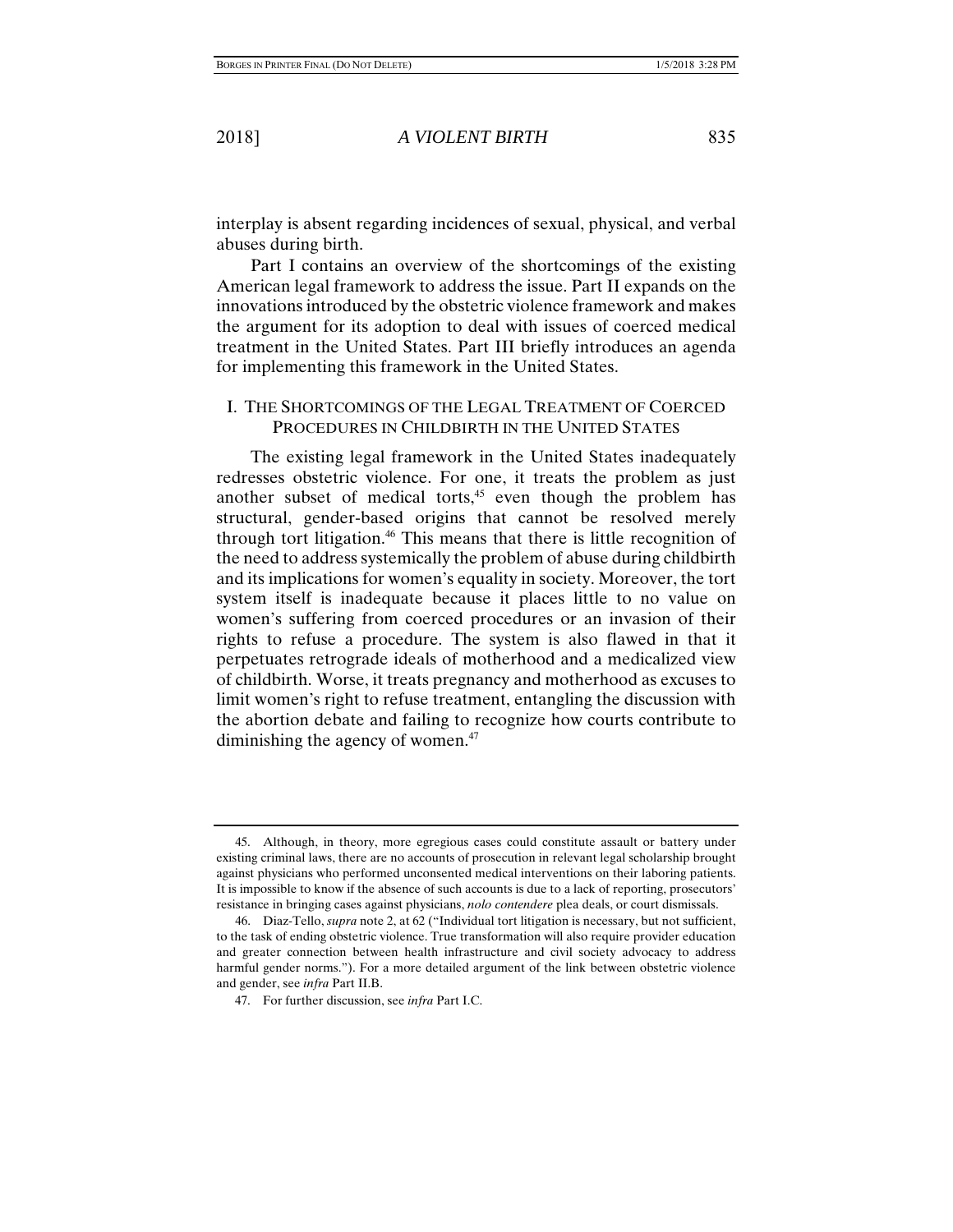interplay is absent regarding incidences of sexual, physical, and verbal abuses during birth.

Part I contains an overview of the shortcomings of the existing American legal framework to address the issue. Part II expands on the innovations introduced by the obstetric violence framework and makes the argument for its adoption to deal with issues of coerced medical treatment in the United States. Part III briefly introduces an agenda for implementing this framework in the United States.

## I. THE SHORTCOMINGS OF THE LEGAL TREATMENT OF COERCED PROCEDURES IN CHILDBIRTH IN THE UNITED STATES

The existing legal framework in the United States inadequately redresses obstetric violence. For one, it treats the problem as just another subset of medical torts,[45] even though the problem has structural, gender-based origins that cannot be resolved merely through tort litigation.[46] This means that there is little recognition of the need to address systemically the problem of abuse during childbirth and its implications for women's equality in society. Moreover, the tort system itself is inadequate because it places little to no value on women's suffering from coerced procedures or an invasion of their rights to refuse a procedure. The system is also flawed in that it perpetuates retrograde ideals of motherhood and a medicalized view of childbirth. Worse, it treats pregnancy and motherhood as excuses to limit women's right to refuse treatment, entangling the discussion with the abortion debate and failing to recognize how courts contribute to diminishing the agency of women.[47]

---

45. Although, in theory, more egregious cases could constitute assault or battery under existing criminal laws, there are no accounts of prosecution in relevant legal scholarship brought against physicians who performed unconsented medical interventions on their laboring patients. It is impossible to know if the absence of such accounts is due to a lack of reporting, prosecutors' resistance in bringing cases against physicians, *nolo contendere* plea deals, or court dismissals.

46. Diaz-Tello, *supra* note 2, at 62 ("Individual tort litigation is necessary, but not sufficient, to the task of ending obstetric violence. True transformation will also require provider education and greater connection between health infrastructure and civil society advocacy to address harmful gender norms."). For a more detailed argument of the link between obstetric violence and gender, see *infra* Part II.B.

47. For further discussion, see *infra* Part I.C.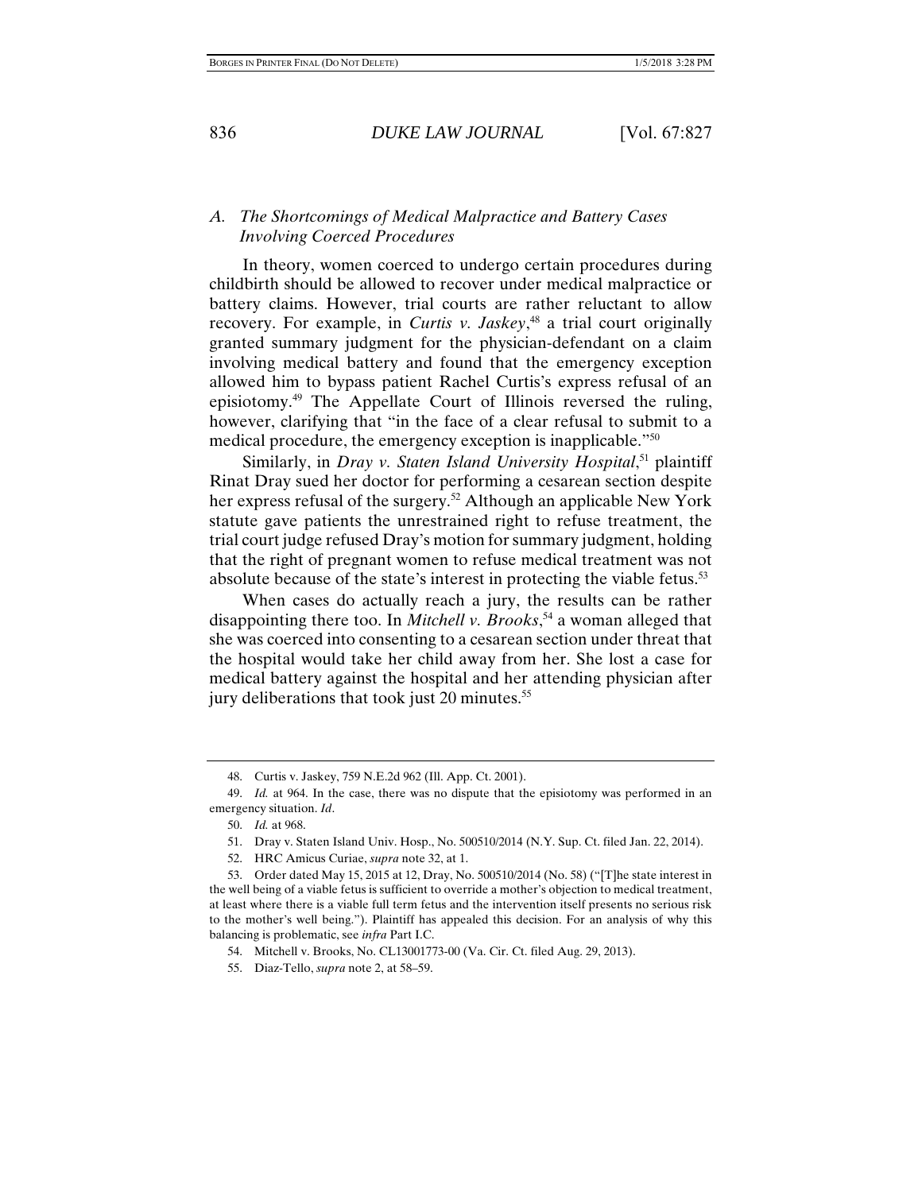### A. *The Shortcomings of Medical Malpractice and Battery Cases Involving Coerced Procedures*

In theory, women coerced to undergo certain procedures during childbirth should be allowed to recover under medical malpractice or battery claims. However, trial courts are rather reluctant to allow recovery. For example, in *Curtis v. Jaskey*,[48] a trial court originally granted summary judgment for the physician-defendant on a claim involving medical battery and found that the emergency exception allowed him to bypass patient Rachel Curtis's express refusal of an episiotomy.[49] The Appellate Court of Illinois reversed the ruling, however, clarifying that "in the face of a clear refusal to submit to a medical procedure, the emergency exception is inapplicable."[50]

Similarly, in *Dray v. Staten Island University Hospital*,[51] plaintiff Rinat Dray sued her doctor for performing a cesarean section despite her express refusal of the surgery.[52] Although an applicable New York statute gave patients the unrestrained right to refuse treatment, the trial court judge refused Dray's motion for summary judgment, holding that the right of pregnant women to refuse medical treatment was not absolute because of the state's interest in protecting the viable fetus.[53]

When cases do actually reach a jury, the results can be rather disappointing there too. In *Mitchell v. Brooks*,[54] a woman alleged that she was coerced into consenting to a cesarean section under threat that the hospital would take her child away from her. She lost a case for medical battery against the hospital and her attending physician after jury deliberations that took just 20 minutes.[55]

---

48. Curtis v. Jaskey, 759 N.E.2d 962 (Ill. App. Ct. 2001).

49. *Id.* at 964. In the case, there was no dispute that the episiotomy was performed in an emergency situation. *Id*.

50. *Id.* at 968.

51. Dray v. Staten Island Univ. Hosp., No. 500510/2014 (N.Y. Sup. Ct. filed Jan. 22, 2014).

52. HRC Amicus Curiae, *supra* note 32, at 1.

53. Order dated May 15, 2015 at 12, Dray, No. 500510/2014 (No. 58) ("[T]he state interest in the well being of a viable fetus is sufficient to override a mother's objection to medical treatment, at least where there is a viable full term fetus and the intervention itself presents no serious risk to the mother's well being."). Plaintiff has appealed this decision. For an analysis of why this balancing is problematic, see *infra* Part I.C.

54. Mitchell v. Brooks, No. CL13001773-00 (Va. Cir. Ct. filed Aug. 29, 2013).

55. Diaz-Tello, *supra* note 2, at 58–59.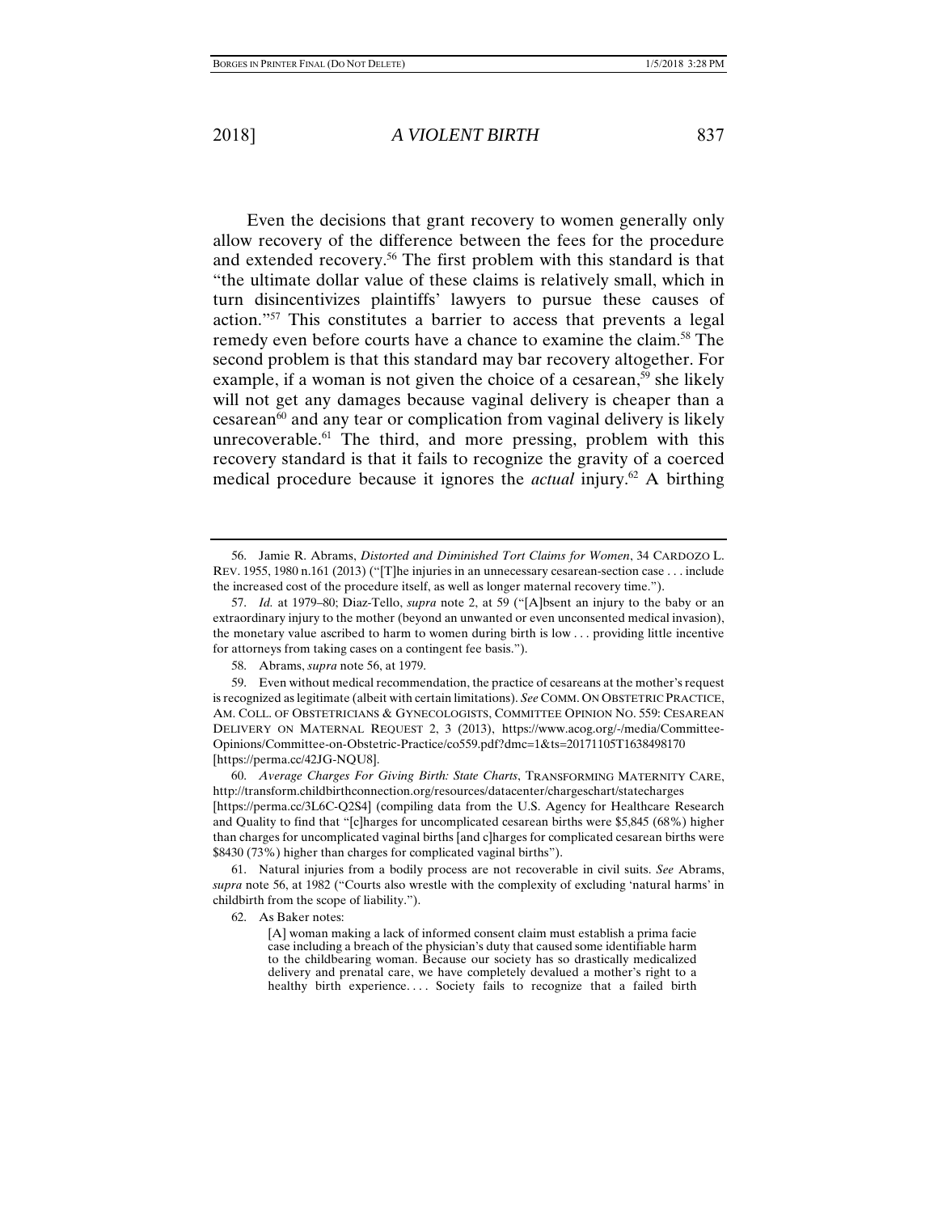Even the decisions that grant recovery to women generally only allow recovery of the difference between the fees for the procedure and extended recovery.[56] The first problem with this standard is that "the ultimate dollar value of these claims is relatively small, which in turn disincentivizes plaintiffs' lawyers to pursue these causes of action."[57] This constitutes a barrier to access that prevents a legal remedy even before courts have a chance to examine the claim.[58] The second problem is that this standard may bar recovery altogether. For example, if a woman is not given the choice of a cesarean,[59] she likely will not get any damages because vaginal delivery is cheaper than a cesarean[60] and any tear or complication from vaginal delivery is likely unrecoverable.[61] The third, and more pressing, problem with this recovery standard is that it fails to recognize the gravity of a coerced medical procedure because it ignores the *actual* injury.[62] A birthing

---

56. Jamie R. Abrams, *Distorted and Diminished Tort Claims for Women*, 34 CARDOZO L. REV. 1955, 1980 n.161 (2013) ("[T]he injuries in an unnecessary cesarean-section case . . . include the increased cost of the procedure itself, as well as longer maternal recovery time.").

57. *Id.* at 1979–80; Diaz-Tello, *supra* note 2, at 59 ("[A]bsent an injury to the baby or an extraordinary injury to the mother (beyond an unwanted or even unconsented medical invasion), the monetary value ascribed to harm to women during birth is low . . . providing little incentive for attorneys from taking cases on a contingent fee basis.").

58. Abrams, *supra* note 56, at 1979.

59. Even without medical recommendation, the practice of cesareans at the mother's request is recognized as legitimate (albeit with certain limitations). *See* COMM. ON OBSTETRIC PRACTICE, AM. COLL. OF OBSTETRICIANS & GYNECOLOGISTS, COMMITTEE OPINION NO. 559: CESAREAN DELIVERY ON MATERNAL REQUEST 2, 3 (2013), https://www.acog.org/-/media/Committee-Opinions/Committee-on-Obstetric-Practice/co559.pdf?dmc=1&ts=20171105T1638498170 [https://perma.cc/42JG-NQU8].

60. *Average Charges For Giving Birth: State Charts*, TRANSFORMING MATERNITY CARE, http://transform.childbirthconnection.org/resources/datacenter/chargeschart/statecharges [https://perma.cc/3L6C-Q2S4] (compiling data from the U.S. Agency for Healthcare Research and Quality to find that "[c]harges for uncomplicated cesarean births were $5,845 (68%) higher than charges for uncomplicated vaginal births [and c]harges for complicated cesarean births were $8430 (73%) higher than charges for complicated vaginal births").

61. Natural injuries from a bodily process are not recoverable in civil suits. *See* Abrams, *supra* note 56, at 1982 ("Courts also wrestle with the complexity of excluding 'natural harms' in childbirth from the scope of liability.").

62. As Baker notes:

> [A] woman making a lack of informed consent claim must establish a prima facie case including a breach of the physician's duty that caused some identifiable harm to the childbearing woman. Because our society has so drastically medicalized delivery and prenatal care, we have completely devalued a mother's right to a healthy birth experience. . . . Society fails to recognize that a failed birth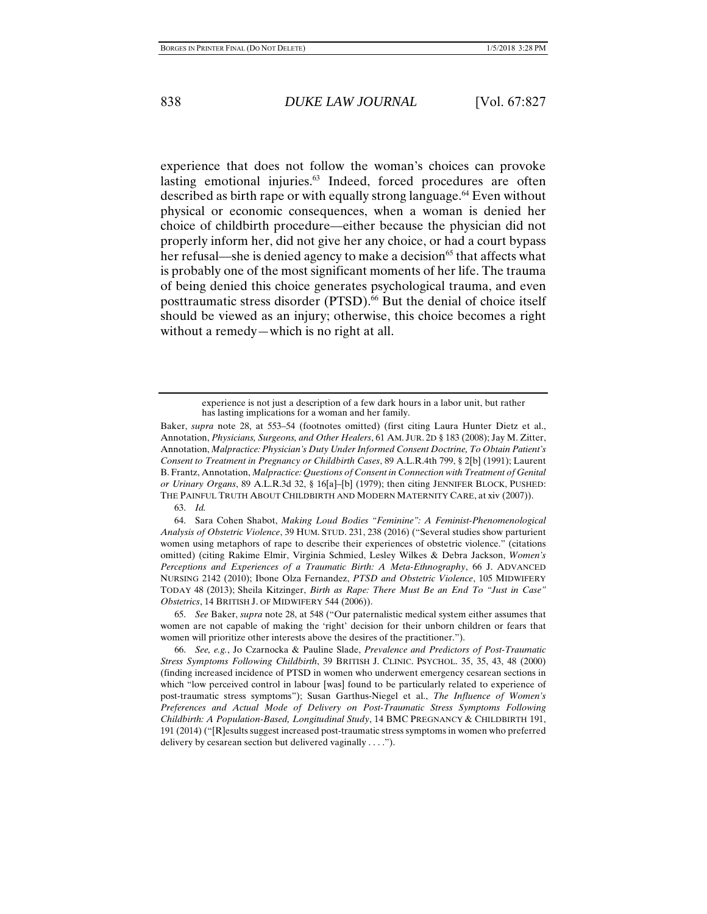experience that does not follow the woman's choices can provoke lasting emotional injuries.[63] Indeed, forced procedures are often described as birth rape or with equally strong language.[64] Even without physical or economic consequences, when a woman is denied her choice of childbirth procedure—either because the physician did not properly inform her, did not give her any choice, or had a court bypass her refusal—she is denied agency to make a decision[65] that affects what is probably one of the most significant moments of her life. The trauma of being denied this choice generates psychological trauma, and even posttraumatic stress disorder (PTSD).[66] But the denial of choice itself should be viewed as an injury; otherwise, this choice becomes a right without a remedy—which is no right at all.

---

> experience is not just a description of a few dark hours in a labor unit, but rather has lasting implications for a woman and her family.

Baker, *supra* note 28, at 553–54 (footnotes omitted) (first citing Laura Hunter Dietz et al., Annotation, *Physicians, Surgeons, and Other Healers*, 61 AM. JUR. 2D § 183 (2008); Jay M. Zitter, Annotation, *Malpractice: Physician's Duty Under Informed Consent Doctrine, To Obtain Patient's Consent to Treatment in Pregnancy or Childbirth Cases*, 89 A.L.R.4th 799, § 2[b] (1991); Laurent B. Frantz, Annotation, *Malpractice: Questions of Consent in Connection with Treatment of Genital or Urinary Organs*, 89 A.L.R.3d 32, § 16[a]–[b] (1979); then citing JENNIFER BLOCK, PUSHED: THE PAINFUL TRUTH ABOUT CHILDBIRTH AND MODERN MATERNITY CARE, at xiv (2007)).

63. *Id.*

64. Sara Cohen Shabot, *Making Loud Bodies "Feminine": A Feminist-Phenomenological Analysis of Obstetric Violence*, 39 HUM. STUD. 231, 238 (2016) ("Several studies show parturient women using metaphors of rape to describe their experiences of obstetric violence." (citations omitted) (citing Rakime Elmir, Virginia Schmied, Lesley Wilkes & Debra Jackson, *Women's Perceptions and Experiences of a Traumatic Birth: A Meta-Ethnography*, 66 J. ADVANCED NURSING 2142 (2010); Ibone Olza Fernandez, *PTSD and Obstetric Violence*, 105 MIDWIFERY TODAY 48 (2013); Sheila Kitzinger, *Birth as Rape: There Must Be an End To "Just in Case" Obstetrics*, 14 BRITISH J. OF MIDWIFERY 544 (2006)).

65. *See* Baker, *supra* note 28, at 548 ("Our paternalistic medical system either assumes that women are not capable of making the 'right' decision for their unborn children or fears that women will prioritize other interests above the desires of the practitioner.").

66. *See, e.g.*, Jo Czarnocka & Pauline Slade, *Prevalence and Predictors of Post-Traumatic Stress Symptoms Following Childbirth*, 39 BRITISH J. CLINIC. PSYCHOL. 35, 35, 43, 48 (2000) (finding increased incidence of PTSD in women who underwent emergency cesarean sections in which "low perceived control in labour [was] found to be particularly related to experience of post-traumatic stress symptoms"); Susan Garthus-Niegel et al., *The Influence of Women's Preferences and Actual Mode of Delivery on Post-Traumatic Stress Symptoms Following Childbirth: A Population-Based, Longitudinal Study*, 14 BMC PREGNANCY & CHILDBIRTH 191, 191 (2014) ("[R]esults suggest increased post-traumatic stress symptoms in women who preferred delivery by cesarean section but delivered vaginally . . . .").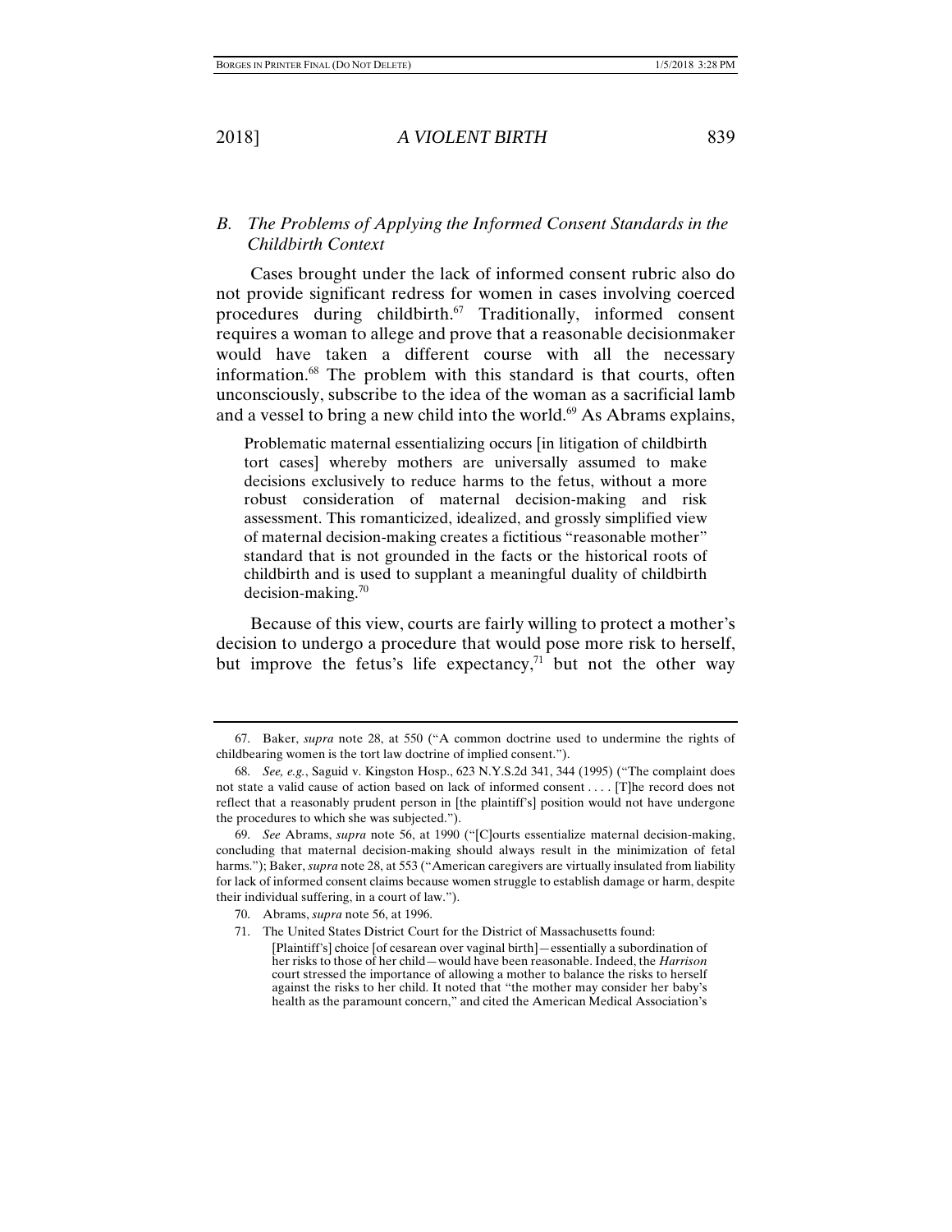### *B. The Problems of Applying the Informed Consent Standards in the Childbirth Context*

Cases brought under the lack of informed consent rubric also do not provide significant redress for women in cases involving coerced procedures during childbirth.[67] Traditionally, informed consent requires a woman to allege and prove that a reasonable decisionmaker would have taken a different course with all the necessary information.[68] The problem with this standard is that courts, often unconsciously, subscribe to the idea of the woman as a sacrificial lamb and a vessel to bring a new child into the world.[69] As Abrams explains,

> Problematic maternal essentializing occurs [in litigation of childbirth tort cases] whereby mothers are universally assumed to make decisions exclusively to reduce harms to the fetus, without a more robust consideration of maternal decision-making and risk assessment. This romanticized, idealized, and grossly simplified view of maternal decision-making creates a fictitious "reasonable mother" standard that is not grounded in the facts or the historical roots of childbirth and is used to supplant a meaningful duality of childbirth decision-making.[70]

Because of this view, courts are fairly willing to protect a mother's decision to undergo a procedure that would pose more risk to herself, but improve the fetus's life expectancy,[71] but not the other way

---

67. Baker, *supra* note 28, at 550 ("A common doctrine used to undermine the rights of childbearing women is the tort law doctrine of implied consent.").

68. *See, e.g.*, Saguid v. Kingston Hosp., 623 N.Y.S.2d 341, 344 (1995) ("The complaint does not state a valid cause of action based on lack of informed consent . . . . [T]he record does not reflect that a reasonably prudent person in [the plaintiff's] position would not have undergone the procedures to which she was subjected.").

69. *See* Abrams, *supra* note 56, at 1990 ("[C]ourts essentialize maternal decision-making, concluding that maternal decision-making should always result in the minimization of fetal harms."); Baker, *supra* note 28, at 553 ("American caregivers are virtually insulated from liability for lack of informed consent claims because women struggle to establish damage or harm, despite their individual suffering, in a court of law.").

70. Abrams, *supra* note 56, at 1996.

71. The United States District Court for the District of Massachusetts found:

> [Plaintiff's] choice [of cesarean over vaginal birth]—essentially a subordination of her risks to those of her child—would have been reasonable. Indeed, the *Harrison* court stressed the importance of allowing a mother to balance the risks to herself against the risks to her child. It noted that "the mother may consider her baby's health as the paramount concern," and cited the American Medical Association's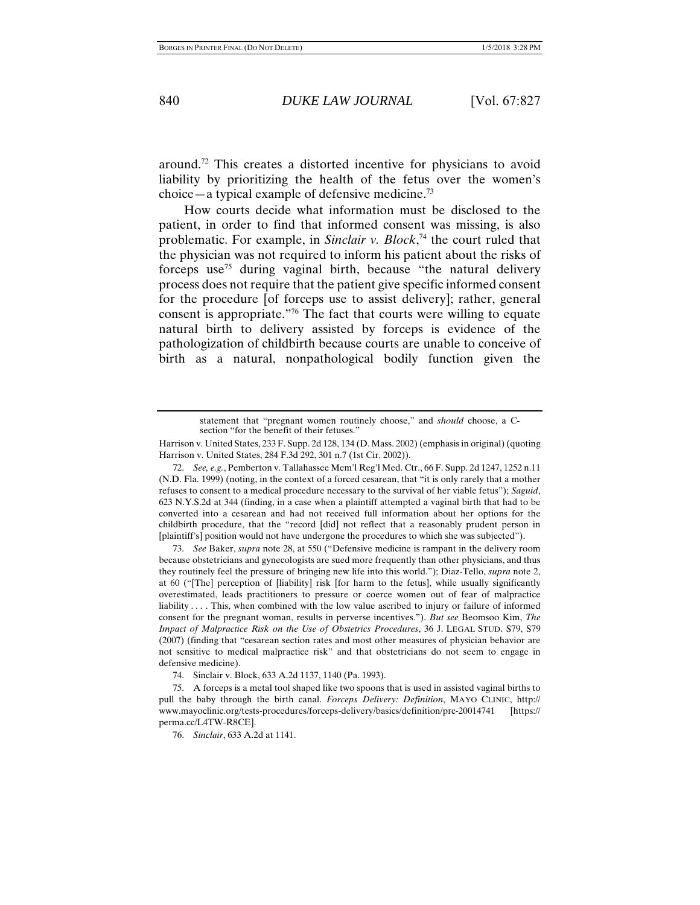around.[72] This creates a distorted incentive for physicians to avoid liability by prioritizing the health of the fetus over the women's choice—a typical example of defensive medicine.[73]

How courts decide what information must be disclosed to the patient, in order to find that informed consent was missing, is also problematic. For example, in *Sinclair v. Block*,[74] the court ruled that the physician was not required to inform his patient about the risks of forceps use[75] during vaginal birth, because "the natural delivery process does not require that the patient give specific informed consent for the procedure [of forceps use to assist delivery]; rather, general consent is appropriate."[76] The fact that courts were willing to equate natural birth to delivery assisted by forceps is evidence of the pathologization of childbirth because courts are unable to conceive of birth as a natural, nonpathological bodily function given the

---

> statement that "pregnant women routinely choose," and *should* choose, a C-section "for the benefit of their fetuses."

Harrison v. United States, 233 F. Supp. 2d 128, 134 (D. Mass. 2002) (emphasis in original) (quoting Harrison v. United States, 284 F.3d 292, 301 n.7 (1st Cir. 2002)).

72. *See, e.g.*, Pemberton v. Tallahassee Mem'l Reg'l Med. Ctr., 66 F. Supp. 2d 1247, 1252 n.11 (N.D. Fla. 1999) (noting, in the context of a forced cesarean, that "it is only rarely that a mother refuses to consent to a medical procedure necessary to the survival of her viable fetus"); *Saguid*, 623 N.Y.S.2d at 344 (finding, in a case when a plaintiff attempted a vaginal birth that had to be converted into a cesarean and had not received full information about her options for the childbirth procedure, that the "record [did] not reflect that a reasonably prudent person in [plaintiff's] position would not have undergone the procedures to which she was subjected").

73. *See* Baker, *supra* note 28, at 550 ("Defensive medicine is rampant in the delivery room because obstetricians and gynecologists are sued more frequently than other physicians, and thus they routinely feel the pressure of bringing new life into this world."); Diaz-Tello, *supra* note 2, at 60 ("[The] perception of [liability] risk [for harm to the fetus], while usually significantly overestimated, leads practitioners to pressure or coerce women out of fear of malpractice liability . . . . This, when combined with the low value ascribed to injury or failure of informed consent for the pregnant woman, results in perverse incentives."). *But see* Beomsoo Kim, *The Impact of Malpractice Risk on the Use of Obstetrics Procedures*, 36 J. LEGAL STUD. S79, S79 (2007) (finding that "cesarean section rates and most other measures of physician behavior are not sensitive to medical malpractice risk" and that obstetricians do not seem to engage in defensive medicine).

74. Sinclair v. Block, 633 A.2d 1137, 1140 (Pa. 1993).

75. A forceps is a metal tool shaped like two spoons that is used in assisted vaginal births to pull the baby through the birth canal. *Forceps Delivery: Definition*, MAYO CLINIC, http://www.mayoclinic.org/tests-procedures/forceps-delivery/basics/definition/prc-20014741 [https://perma.cc/L4TW-R8CE].

76. *Sinclair*, 633 A.2d at 1141.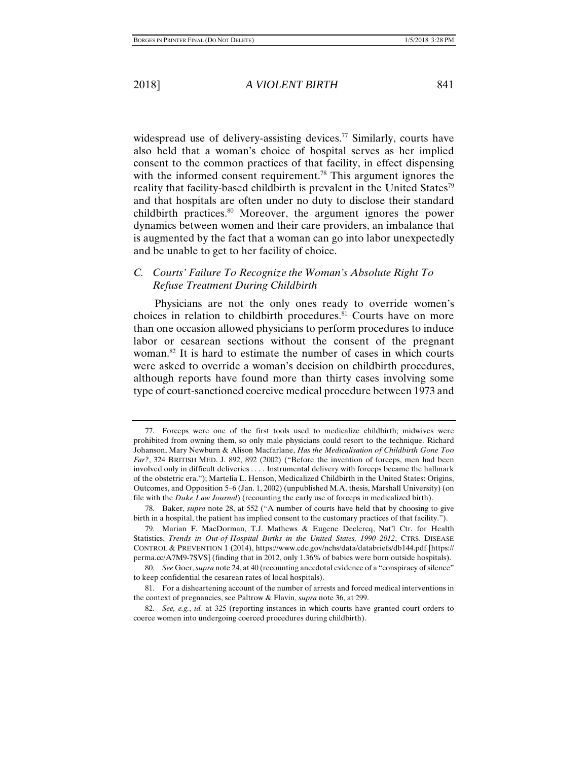widespread use of delivery-assisting devices.[77] Similarly, courts have also held that a woman's choice of hospital serves as her implied consent to the common practices of that facility, in effect dispensing with the informed consent requirement.[78] This argument ignores the reality that facility-based childbirth is prevalent in the United States[79] and that hospitals are often under no duty to disclose their standard childbirth practices.[80] Moreover, the argument ignores the power dynamics between women and their care providers, an imbalance that is augmented by the fact that a woman can go into labor unexpectedly and be unable to get to her facility of choice.

### *C. Courts' Failure To Recognize the Woman's Absolute Right To Refuse Treatment During Childbirth*

Physicians are not the only ones ready to override women's choices in relation to childbirth procedures.[81] Courts have on more than one occasion allowed physicians to perform procedures to induce labor or cesarean sections without the consent of the pregnant woman.[82] It is hard to estimate the number of cases in which courts were asked to override a woman's decision on childbirth procedures, although reports have found more than thirty cases involving some type of court-sanctioned coercive medical procedure between 1973 and

---

77. Forceps were one of the first tools used to medicalize childbirth; midwives were prohibited from owning them, so only male physicians could resort to the technique. Richard Johanson, Mary Newburn & Alison Macfarlane, *Has the Medicalisation of Childbirth Gone Too Far?*, 324 BRITISH MED. J. 892, 892 (2002) ("Before the invention of forceps, men had been involved only in difficult deliveries . . . . Instrumental delivery with forceps became the hallmark of the obstetric era."); Martelia L. Henson, Medicalized Childbirth in the United States: Origins, Outcomes, and Opposition 5–6 (Jan. 1, 2002) (unpublished M.A. thesis, Marshall University) (on file with the *Duke Law Journal*) (recounting the early use of forceps in medicalized birth).

78. Baker, *supra* note 28, at 552 ("A number of courts have held that by choosing to give birth in a hospital, the patient has implied consent to the customary practices of that facility.").

79. Marian F. MacDorman, T.J. Mathews & Eugene Declercq, Nat'l Ctr. for Health Statistics, *Trends in Out-of-Hospital Births in the United States, 1990–2012*, CTRS. DISEASE CONTROL & PREVENTION 1 (2014), https://www.cdc.gov/nchs/data/databriefs/db144.pdf [https://perma.cc/A7M9-7SVS] (finding that in 2012, only 1.36% of babies were born outside hospitals).

80. *See* Goer, *supra* note 24, at 40 (recounting anecdotal evidence of a "conspiracy of silence" to keep confidential the cesarean rates of local hospitals).

81. For a disheartening account of the number of arrests and forced medical interventions in the context of pregnancies, see Paltrow & Flavin, *supra* note 36, at 299.

82. *See, e.g.*, *id.* at 325 (reporting instances in which courts have granted court orders to coerce women into undergoing coerced procedures during childbirth).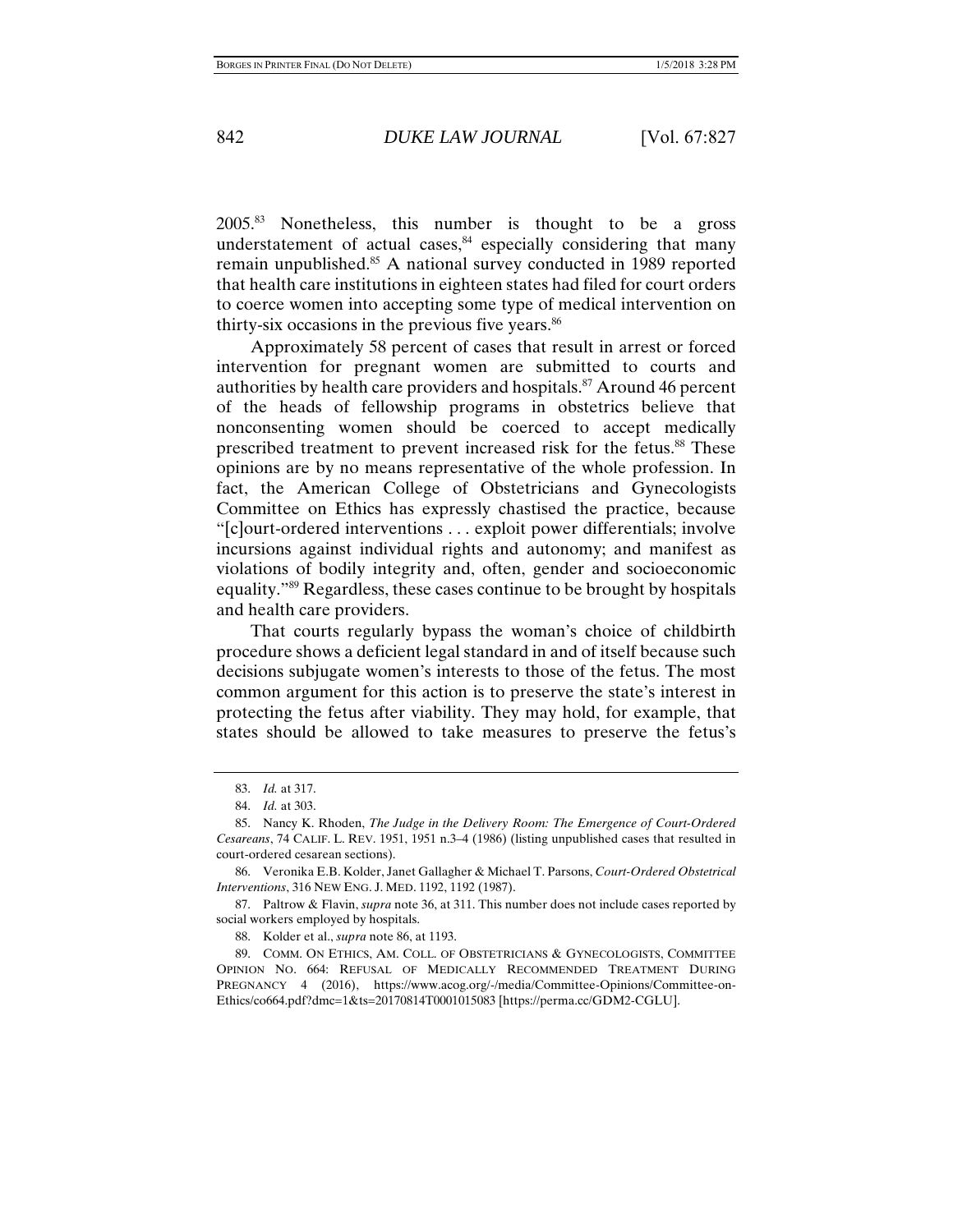2005.[83] Nonetheless, this number is thought to be a gross understatement of actual cases,[84] especially considering that many remain unpublished.[85] A national survey conducted in 1989 reported that health care institutions in eighteen states had filed for court orders to coerce women into accepting some type of medical intervention on thirty-six occasions in the previous five years.[86]

Approximately 58 percent of cases that result in arrest or forced intervention for pregnant women are submitted to courts and authorities by health care providers and hospitals.[87] Around 46 percent of the heads of fellowship programs in obstetrics believe that nonconsenting women should be coerced to accept medically prescribed treatment to prevent increased risk for the fetus.[88] These opinions are by no means representative of the whole profession. In fact, the American College of Obstetricians and Gynecologists Committee on Ethics has expressly chastised the practice, because "[c]ourt-ordered interventions . . . exploit power differentials; involve incursions against individual rights and autonomy; and manifest as violations of bodily integrity and, often, gender and socioeconomic equality."[89] Regardless, these cases continue to be brought by hospitals and health care providers.

That courts regularly bypass the woman's choice of childbirth procedure shows a deficient legal standard in and of itself because such decisions subjugate women's interests to those of the fetus. The most common argument for this action is to preserve the state's interest in protecting the fetus after viability. They may hold, for example, that states should be allowed to take measures to preserve the fetus's

---

83. *Id.* at 317.

84. *Id.* at 303.

85. Nancy K. Rhoden, *The Judge in the Delivery Room: The Emergence of Court-Ordered Cesareans*, 74 CALIF. L. REV. 1951, 1951 n.3–4 (1986) (listing unpublished cases that resulted in court-ordered cesarean sections).

86. Veronika E.B. Kolder, Janet Gallagher & Michael T. Parsons, *Court-Ordered Obstetrical Interventions*, 316 NEW ENG. J. MED. 1192, 1192 (1987).

87. Paltrow & Flavin, *supra* note 36, at 311. This number does not include cases reported by social workers employed by hospitals.

88. Kolder et al., *supra* note 86, at 1193.

89. COMM. ON ETHICS, AM. COLL. OF OBSTETRICIANS & GYNECOLOGISTS, COMMITTEE OPINION NO. 664: REFUSAL OF MEDICALLY RECOMMENDED TREATMENT DURING PREGNANCY 4 (2016), https://www.acog.org/-/media/Committee-Opinions/Committee-on-Ethics/co664.pdf?dmc=1&ts=20170814T0001015083 [https://perma.cc/GDM2-CGLU].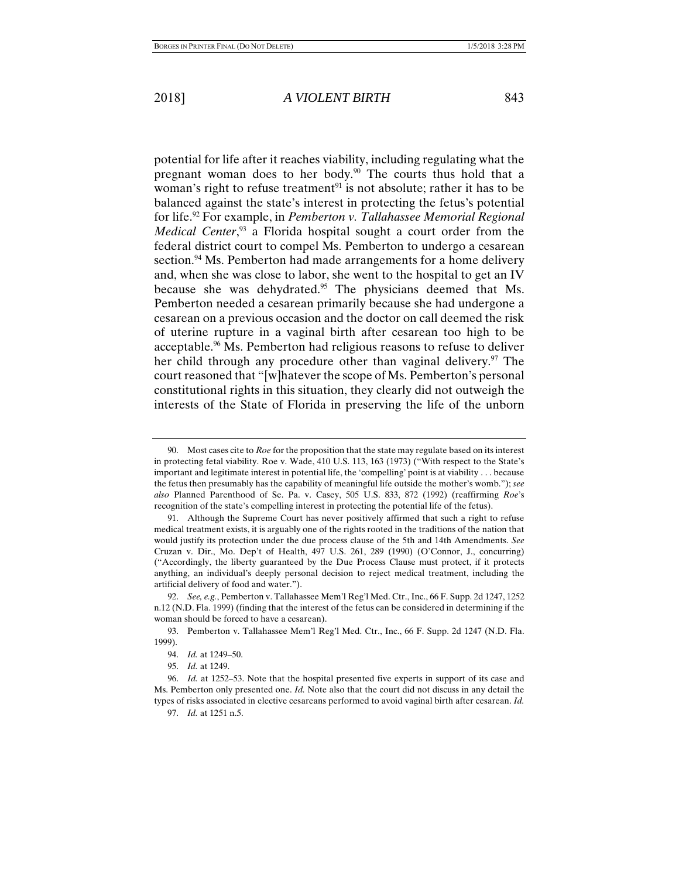potential for life after it reaches viability, including regulating what the pregnant woman does to her body.[90] The courts thus hold that a woman's right to refuse treatment[91] is not absolute; rather it has to be balanced against the state's interest in protecting the fetus's potential for life.[92] For example, in *Pemberton v. Tallahassee Memorial Regional Medical Center*,[93] a Florida hospital sought a court order from the federal district court to compel Ms. Pemberton to undergo a cesarean section.[94] Ms. Pemberton had made arrangements for a home delivery and, when she was close to labor, she went to the hospital to get an IV because she was dehydrated.[95] The physicians deemed that Ms. Pemberton needed a cesarean primarily because she had undergone a cesarean on a previous occasion and the doctor on call deemed the risk of uterine rupture in a vaginal birth after cesarean too high to be acceptable.[96] Ms. Pemberton had religious reasons to refuse to deliver her child through any procedure other than vaginal delivery.[97] The court reasoned that "[w]hatever the scope of Ms. Pemberton's personal constitutional rights in this situation, they clearly did not outweigh the interests of the State of Florida in preserving the life of the unborn

---

90. Most cases cite to *Roe* for the proposition that the state may regulate based on its interest in protecting fetal viability. Roe v. Wade, 410 U.S. 113, 163 (1973) ("With respect to the State's important and legitimate interest in potential life, the 'compelling' point is at viability . . . because the fetus then presumably has the capability of meaningful life outside the mother's womb."); *see also* Planned Parenthood of Se. Pa. v. Casey, 505 U.S. 833, 872 (1992) (reaffirming *Roe*'s recognition of the state's compelling interest in protecting the potential life of the fetus).

91. Although the Supreme Court has never positively affirmed that such a right to refuse medical treatment exists, it is arguably one of the rights rooted in the traditions of the nation that would justify its protection under the due process clause of the 5th and 14th Amendments. *See* Cruzan v. Dir., Mo. Dep't of Health, 497 U.S. 261, 289 (1990) (O'Connor, J., concurring) ("Accordingly, the liberty guaranteed by the Due Process Clause must protect, if it protects anything, an individual's deeply personal decision to reject medical treatment, including the artificial delivery of food and water.").

92. *See, e.g.*, Pemberton v. Tallahassee Mem'l Reg'l Med. Ctr., Inc., 66 F. Supp. 2d 1247, 1252 n.12 (N.D. Fla. 1999) (finding that the interest of the fetus can be considered in determining if the woman should be forced to have a cesarean).

93. Pemberton v. Tallahassee Mem'l Reg'l Med. Ctr., Inc., 66 F. Supp. 2d 1247 (N.D. Fla. 1999).

94. *Id.* at 1249–50.

95. *Id.* at 1249.

96. *Id.* at 1252–53. Note that the hospital presented five experts in support of its case and Ms. Pemberton only presented one. *Id.* Note also that the court did not discuss in any detail the types of risks associated in elective cesareans performed to avoid vaginal birth after cesarean. *Id.*

97. *Id.* at 1251 n.5.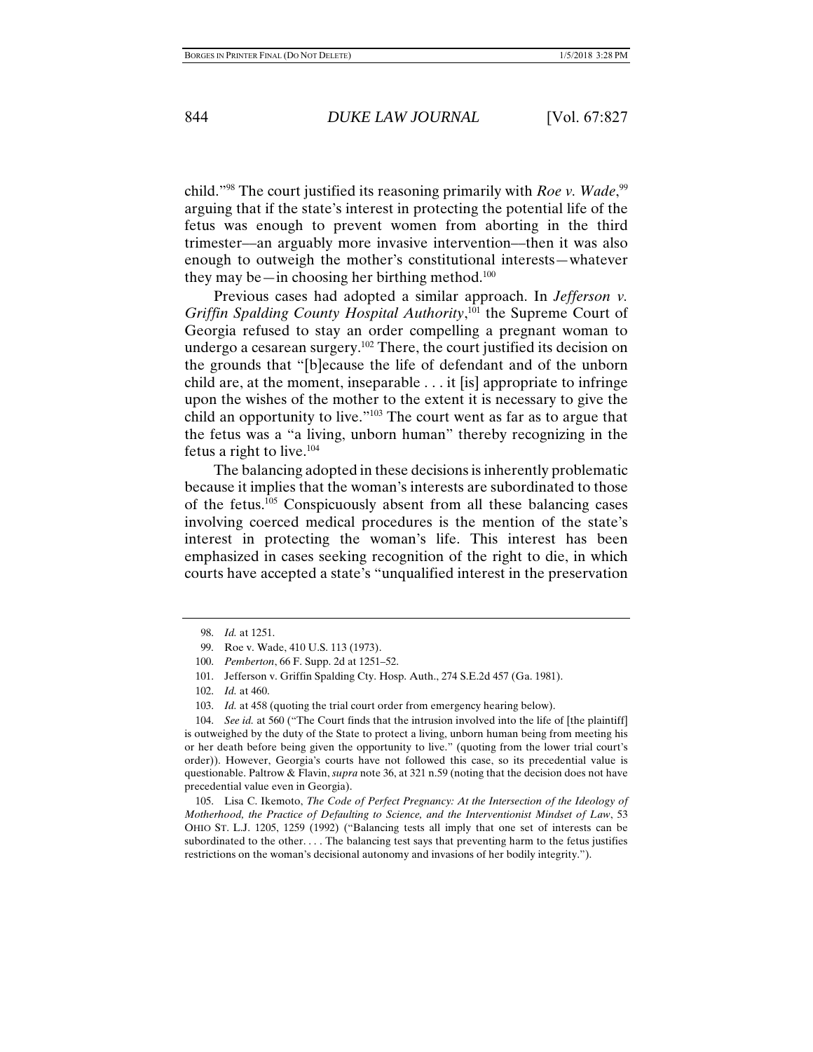child."[98] The court justified its reasoning primarily with *Roe v. Wade*,[99] arguing that if the state's interest in protecting the potential life of the fetus was enough to prevent women from aborting in the third trimester—an arguably more invasive intervention—then it was also enough to outweigh the mother's constitutional interests—whatever they may be—in choosing her birthing method.[100]

Previous cases had adopted a similar approach. In *Jefferson v. Griffin Spalding County Hospital Authority*,[101] the Supreme Court of Georgia refused to stay an order compelling a pregnant woman to undergo a cesarean surgery.[102] There, the court justified its decision on the grounds that "[b]ecause the life of defendant and of the unborn child are, at the moment, inseparable . . . it [is] appropriate to infringe upon the wishes of the mother to the extent it is necessary to give the child an opportunity to live."[103] The court went as far as to argue that the fetus was a "a living, unborn human" thereby recognizing in the fetus a right to live.[104]

The balancing adopted in these decisions is inherently problematic because it implies that the woman's interests are subordinated to those of the fetus.[105] Conspicuously absent from all these balancing cases involving coerced medical procedures is the mention of the state's interest in protecting the woman's life. This interest has been emphasized in cases seeking recognition of the right to die, in which courts have accepted a state's "unqualified interest in the preservation

---

98. *Id.* at 1251.

99. Roe v. Wade, 410 U.S. 113 (1973).

100. *Pemberton*, 66 F. Supp. 2d at 1251–52.

101. Jefferson v. Griffin Spalding Cty. Hosp. Auth., 274 S.E.2d 457 (Ga. 1981).

102. *Id.* at 460.

103. *Id.* at 458 (quoting the trial court order from emergency hearing below).

104. *See id.* at 560 ("The Court finds that the intrusion involved into the life of [the plaintiff] is outweighed by the duty of the State to protect a living, unborn human being from meeting his or her death before being given the opportunity to live." (quoting from the lower trial court's order)). However, Georgia's courts have not followed this case, so its precedential value is questionable. Paltrow & Flavin, *supra* note 36, at 321 n.59 (noting that the decision does not have precedential value even in Georgia).

105. Lisa C. Ikemoto, *The Code of Perfect Pregnancy: At the Intersection of the Ideology of Motherhood, the Practice of Defaulting to Science, and the Interventionist Mindset of Law*, 53 OHIO ST. L.J. 1205, 1259 (1992) ("Balancing tests all imply that one set of interests can be subordinated to the other. . . . The balancing test says that preventing harm to the fetus justifies restrictions on the woman's decisional autonomy and invasions of her bodily integrity.").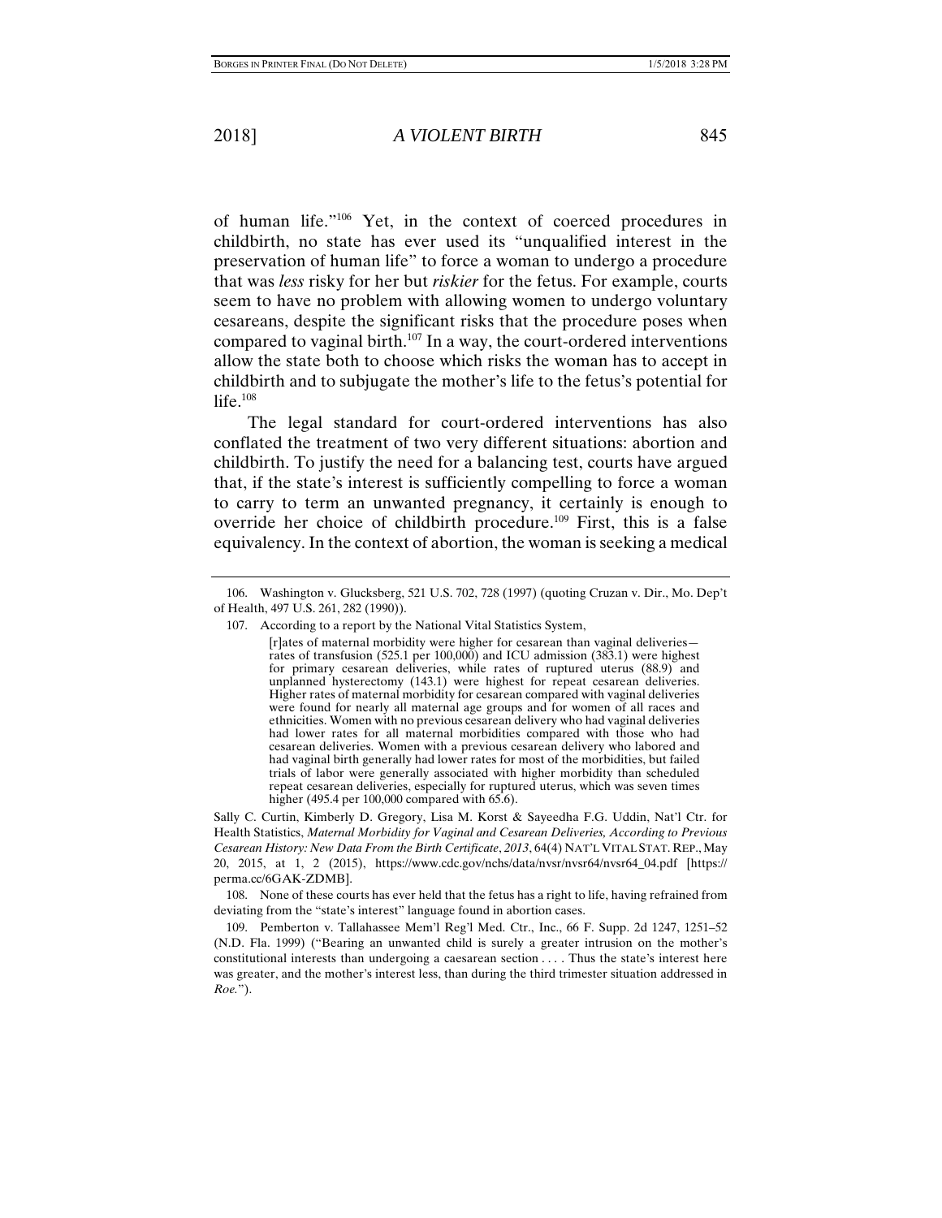of human life."[106] Yet, in the context of coerced procedures in childbirth, no state has ever used its "unqualified interest in the preservation of human life" to force a woman to undergo a procedure that was *less* risky for her but *riskier* for the fetus. For example, courts seem to have no problem with allowing women to undergo voluntary cesareans, despite the significant risks that the procedure poses when compared to vaginal birth.[107] In a way, the court-ordered interventions allow the state both to choose which risks the woman has to accept in childbirth and to subjugate the mother's life to the fetus's potential for life.[108]

The legal standard for court-ordered interventions has also conflated the treatment of two very different situations: abortion and childbirth. To justify the need for a balancing test, courts have argued that, if the state's interest is sufficiently compelling to force a woman to carry to term an unwanted pregnancy, it certainly is enough to override her choice of childbirth procedure.[109] First, this is a false equivalency. In the context of abortion, the woman is seeking a medical

---

106. Washington v. Glucksberg, 521 U.S. 702, 728 (1997) (quoting Cruzan v. Dir., Mo. Dep't of Health, 497 U.S. 261, 282 (1990)).

107. According to a report by the National Vital Statistics System,

> [r]ates of maternal morbidity were higher for cesarean than vaginal deliveries—rates of transfusion (525.1 per 100,000) and ICU admission (383.1) were highest for primary cesarean deliveries, while rates of ruptured uterus (88.9) and unplanned hysterectomy (143.1) were highest for repeat cesarean deliveries. Higher rates of maternal morbidity for cesarean compared with vaginal deliveries were found for nearly all maternal age groups and for women of all races and ethnicities. Women with no previous cesarean delivery who had vaginal deliveries had lower rates for all maternal morbidities compared with those who had cesarean deliveries. Women with a previous cesarean delivery who labored and had vaginal birth generally had lower rates for most of the morbidities, but failed trials of labor were generally associated with higher morbidity than scheduled repeat cesarean deliveries, especially for ruptured uterus, which was seven times higher (495.4 per 100,000 compared with 65.6).

Sally C. Curtin, Kimberly D. Gregory, Lisa M. Korst & Sayeedha F.G. Uddin, Nat'l Ctr. for Health Statistics, *Maternal Morbidity for Vaginal and Cesarean Deliveries, According to Previous Cesarean History: New Data From the Birth Certificate*, *2013*, 64(4) NAT'L VITAL STAT. REP., May 20, 2015, at 1, 2 (2015), https://www.cdc.gov/nchs/data/nvsr/nvsr64/nvsr64_04.pdf [https://perma.cc/6GAK-ZDMB].

108. None of these courts has ever held that the fetus has a right to life, having refrained from deviating from the "state's interest" language found in abortion cases.

109. Pemberton v. Tallahassee Mem'l Reg'l Med. Ctr., Inc., 66 F. Supp. 2d 1247, 1251–52 (N.D. Fla. 1999) ("Bearing an unwanted child is surely a greater intrusion on the mother's constitutional interests than undergoing a caesarean section . . . . Thus the state's interest here was greater, and the mother's interest less, than during the third trimester situation addressed in *Roe.*").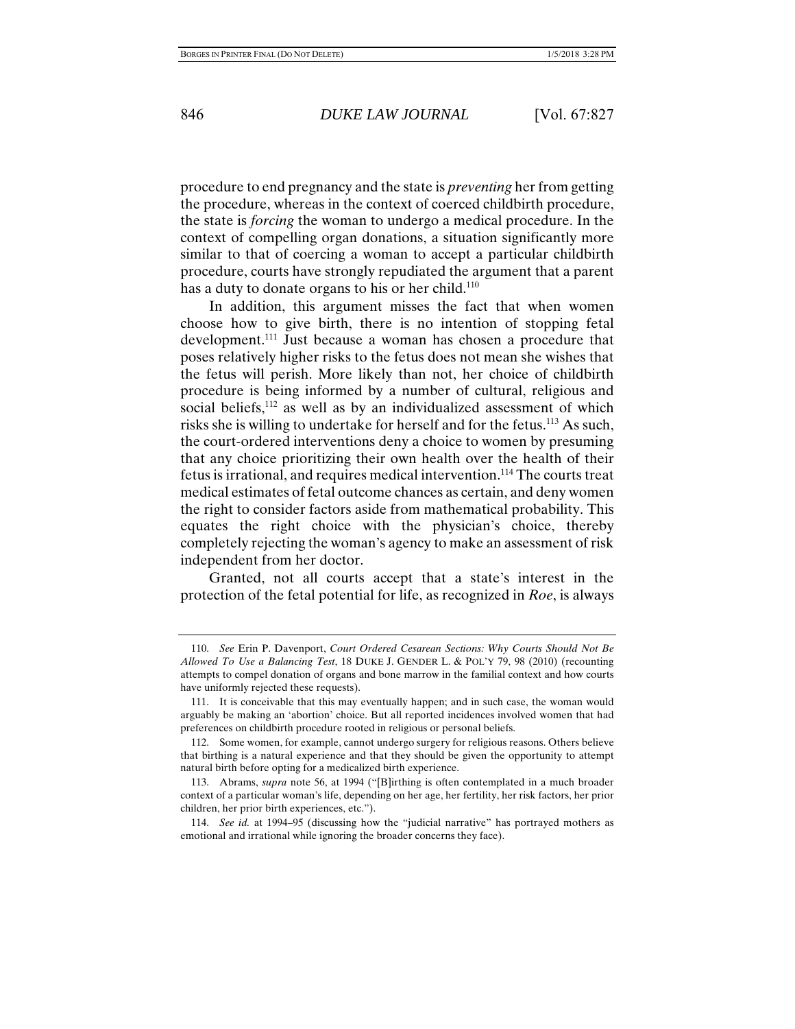procedure to end pregnancy and the state is *preventing* her from getting the procedure, whereas in the context of coerced childbirth procedure, the state is *forcing* the woman to undergo a medical procedure. In the context of compelling organ donations, a situation significantly more similar to that of coercing a woman to accept a particular childbirth procedure, courts have strongly repudiated the argument that a parent has a duty to donate organs to his or her child.[110]

In addition, this argument misses the fact that when women choose how to give birth, there is no intention of stopping fetal development.[111] Just because a woman has chosen a procedure that poses relatively higher risks to the fetus does not mean she wishes that the fetus will perish. More likely than not, her choice of childbirth procedure is being informed by a number of cultural, religious and social beliefs,[112] as well as by an individualized assessment of which risks she is willing to undertake for herself and for the fetus.[113] As such, the court-ordered interventions deny a choice to women by presuming that any choice prioritizing their own health over the health of their fetus is irrational, and requires medical intervention.[114] The courts treat medical estimates of fetal outcome chances as certain, and deny women the right to consider factors aside from mathematical probability. This equates the right choice with the physician's choice, thereby completely rejecting the woman's agency to make an assessment of risk independent from her doctor.

Granted, not all courts accept that a state's interest in the protection of the fetal potential for life, as recognized in *Roe*, is always

---

110. *See* Erin P. Davenport, *Court Ordered Cesarean Sections: Why Courts Should Not Be Allowed To Use a Balancing Test*, 18 DUKE J. GENDER L. & POL'Y 79, 98 (2010) (recounting attempts to compel donation of organs and bone marrow in the familial context and how courts have uniformly rejected these requests).

111. It is conceivable that this may eventually happen; and in such case, the woman would arguably be making an 'abortion' choice. But all reported incidences involved women that had preferences on childbirth procedure rooted in religious or personal beliefs.

112. Some women, for example, cannot undergo surgery for religious reasons. Others believe that birthing is a natural experience and that they should be given the opportunity to attempt natural birth before opting for a medicalized birth experience.

113. Abrams, *supra* note 56, at 1994 ("[B]irthing is often contemplated in a much broader context of a particular woman's life, depending on her age, her fertility, her risk factors, her prior children, her prior birth experiences, etc.").

114. *See id.* at 1994–95 (discussing how the "judicial narrative" has portrayed mothers as emotional and irrational while ignoring the broader concerns they face).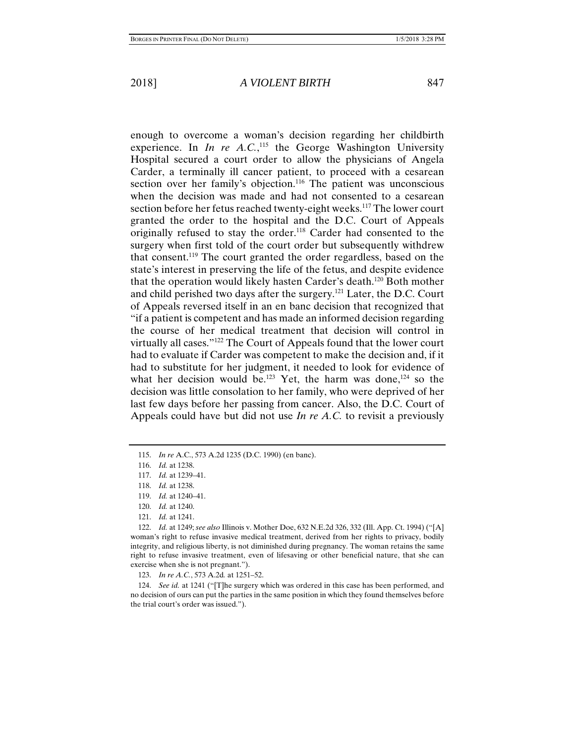enough to overcome a woman's decision regarding her childbirth experience. In *In re A.C.*,[115] the George Washington University Hospital secured a court order to allow the physicians of Angela Carder, a terminally ill cancer patient, to proceed with a cesarean section over her family's objection.[116] The patient was unconscious when the decision was made and had not consented to a cesarean section before her fetus reached twenty-eight weeks.[117] The lower court granted the order to the hospital and the D.C. Court of Appeals originally refused to stay the order.[118] Carder had consented to the surgery when first told of the court order but subsequently withdrew that consent.[119] The court granted the order regardless, based on the state's interest in preserving the life of the fetus, and despite evidence that the operation would likely hasten Carder's death.[120] Both mother and child perished two days after the surgery.[121] Later, the D.C. Court of Appeals reversed itself in an en banc decision that recognized that "if a patient is competent and has made an informed decision regarding the course of her medical treatment that decision will control in virtually all cases."[122] The Court of Appeals found that the lower court had to evaluate if Carder was competent to make the decision and, if it had to substitute for her judgment, it needed to look for evidence of what her decision would be.[123] Yet, the harm was done,[124] so the decision was little consolation to her family, who were deprived of her last few days before her passing from cancer. Also, the D.C. Court of Appeals could have but did not use *In re A.C.* to revisit a previously

---

115. *In re* A.C., 573 A.2d 1235 (D.C. 1990) (en banc).

116. *Id.* at 1238.

117. *Id.* at 1239–41.

118. *Id.* at 1238.

119. *Id.* at 1240–41.

120. *Id.* at 1240.

121. *Id.* at 1241.

122. *Id.* at 1249; *see also* Illinois v. Mother Doe, 632 N.E.2d 326, 332 (Ill. App. Ct. 1994) ("[A] woman's right to refuse invasive medical treatment, derived from her rights to privacy, bodily integrity, and religious liberty, is not diminished during pregnancy. The woman retains the same right to refuse invasive treatment, even of lifesaving or other beneficial nature, that she can exercise when she is not pregnant.").

123. *In re A.C.*, 573 A.2d*.* at 1251–52.

124. *See id.* at 1241 ("[T]he surgery which was ordered in this case has been performed, and no decision of ours can put the parties in the same position in which they found themselves before the trial court's order was issued.").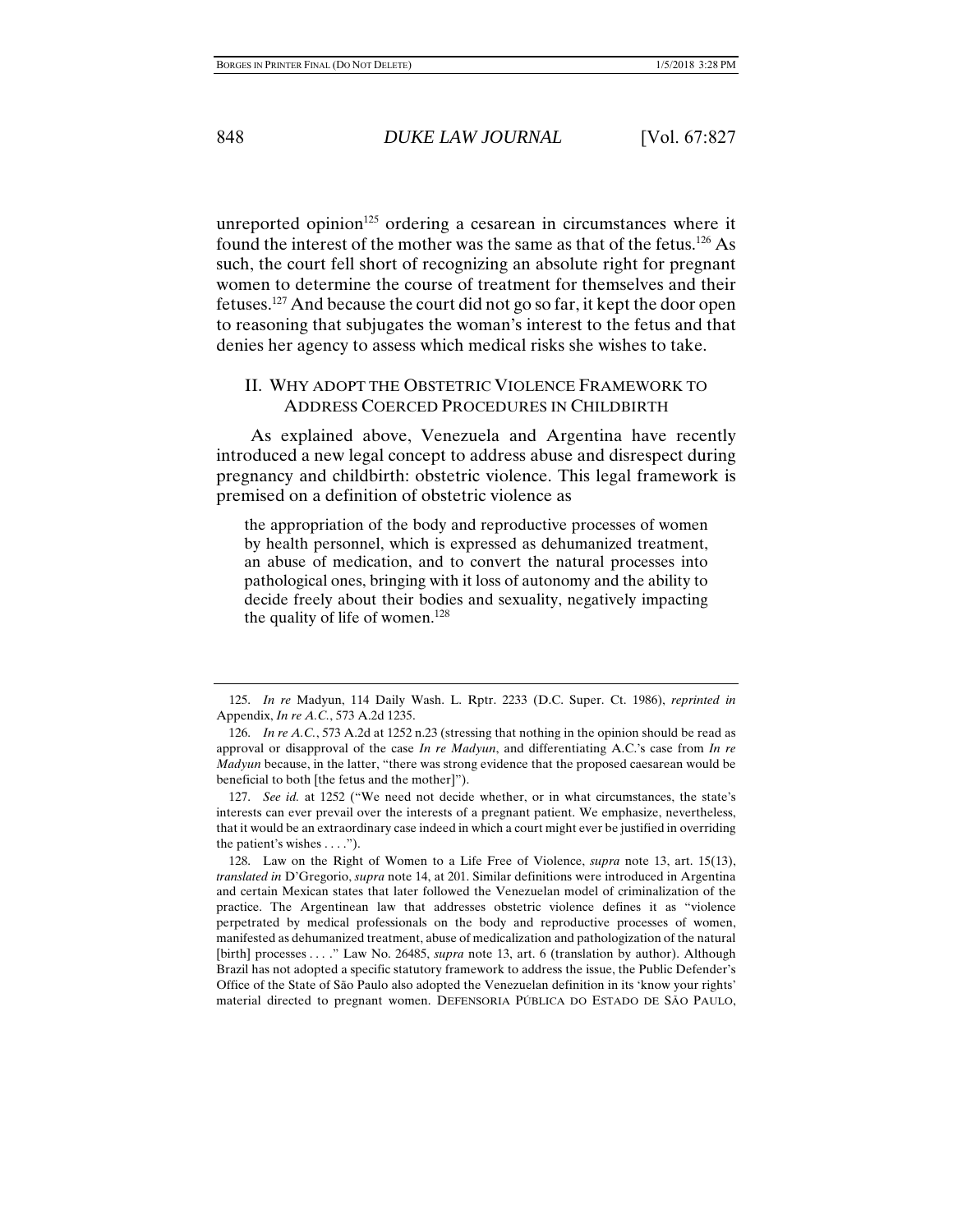unreported opinion[125] ordering a cesarean in circumstances where it found the interest of the mother was the same as that of the fetus.[126] As such, the court fell short of recognizing an absolute right for pregnant women to determine the course of treatment for themselves and their fetuses.[127] And because the court did not go so far, it kept the door open to reasoning that subjugates the woman's interest to the fetus and that denies her agency to assess which medical risks she wishes to take.

## II. WHY ADOPT THE OBSTETRIC VIOLENCE FRAMEWORK TO ADDRESS COERCED PROCEDURES IN CHILDBIRTH

As explained above, Venezuela and Argentina have recently introduced a new legal concept to address abuse and disrespect during pregnancy and childbirth: obstetric violence. This legal framework is premised on a definition of obstetric violence as

> the appropriation of the body and reproductive processes of women by health personnel, which is expressed as dehumanized treatment, an abuse of medication, and to convert the natural processes into pathological ones, bringing with it loss of autonomy and the ability to decide freely about their bodies and sexuality, negatively impacting the quality of life of women.[128]

---

125. *In re* Madyun, 114 Daily Wash. L. Rptr. 2233 (D.C. Super. Ct. 1986), *reprinted in* Appendix, *In re A.C.*, 573 A.2d 1235.

126. *In re A.C.*, 573 A.2d at 1252 n.23 (stressing that nothing in the opinion should be read as approval or disapproval of the case *In re Madyun*, and differentiating A.C.'s case from *In re Madyun* because, in the latter, "there was strong evidence that the proposed caesarean would be beneficial to both [the fetus and the mother]").

127. *See id.* at 1252 ("We need not decide whether, or in what circumstances, the state's interests can ever prevail over the interests of a pregnant patient. We emphasize, nevertheless, that it would be an extraordinary case indeed in which a court might ever be justified in overriding the patient's wishes . . . .").

128. Law on the Right of Women to a Life Free of Violence, *supra* note 13, art. 15(13), *translated in* D'Gregorio, *supra* note 14, at 201. Similar definitions were introduced in Argentina and certain Mexican states that later followed the Venezuelan model of criminalization of the practice. The Argentinean law that addresses obstetric violence defines it as "violence perpetrated by medical professionals on the body and reproductive processes of women, manifested as dehumanized treatment, abuse of medicalization and pathologization of the natural [birth] processes . . . ." Law No. 26485, *supra* note 13, art. 6 (translation by author). Although Brazil has not adopted a specific statutory framework to address the issue, the Public Defender's Office of the State of São Paulo also adopted the Venezuelan definition in its 'know your rights' material directed to pregnant women. DEFENSORIA PÚBLICA DO ESTADO DE SÃO PAULO,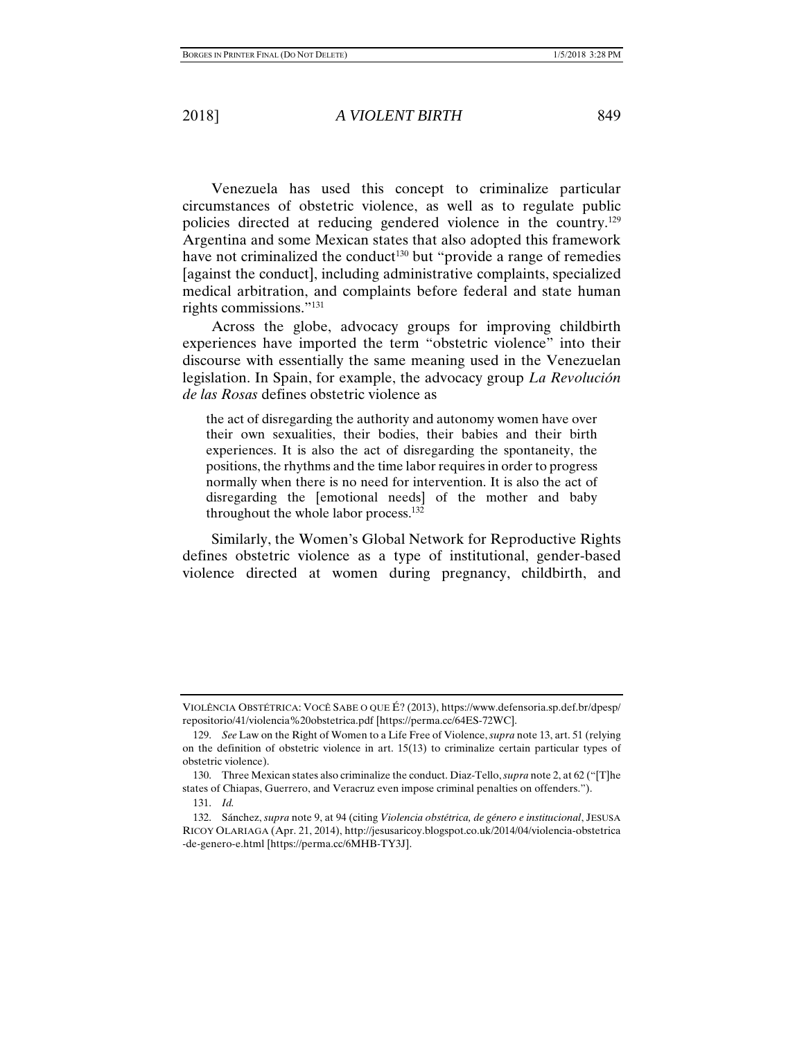Venezuela has used this concept to criminalize particular circumstances of obstetric violence, as well as to regulate public policies directed at reducing gendered violence in the country.[129] Argentina and some Mexican states that also adopted this framework have not criminalized the conduct[130] but "provide a range of remedies [against the conduct], including administrative complaints, specialized medical arbitration, and complaints before federal and state human rights commissions."[131]

Across the globe, advocacy groups for improving childbirth experiences have imported the term "obstetric violence" into their discourse with essentially the same meaning used in the Venezuelan legislation. In Spain, for example, the advocacy group *La Revolución de las Rosas* defines obstetric violence as

> the act of disregarding the authority and autonomy women have over their own sexualities, their bodies, their babies and their birth experiences. It is also the act of disregarding the spontaneity, the positions, the rhythms and the time labor requires in order to progress normally when there is no need for intervention. It is also the act of disregarding the [emotional needs] of the mother and baby throughout the whole labor process.[132]

Similarly, the Women's Global Network for Reproductive Rights defines obstetric violence as a type of institutional, gender-based violence directed at women during pregnancy, childbirth, and

---

VIOLÊNCIA OBSTÉTRICA: VOCÊ SABE O QUE É? (2013), https://www.defensoria.sp.def.br/dpesp/repositorio/41/violencia%20obstetrica.pdf [https://perma.cc/64ES-72WC].

129. *See* Law on the Right of Women to a Life Free of Violence, *supra* note 13, art. 51 (relying on the definition of obstetric violence in art. 15(13) to criminalize certain particular types of obstetric violence).

130. Three Mexican states also criminalize the conduct. Diaz-Tello, *supra* note 2, at 62 ("[T]he states of Chiapas, Guerrero, and Veracruz even impose criminal penalties on offenders.").

131. *Id.*

132. Sánchez, *supra* note 9, at 94 (citing *Violencia obstétrica, de género e institucional*, JESUSA RICOY OLARIAGA (Apr. 21, 2014), http://jesusaricoy.blogspot.co.uk/2014/04/violencia-obstetrica-de-genero-e.html [https://perma.cc/6MHB-TY3J].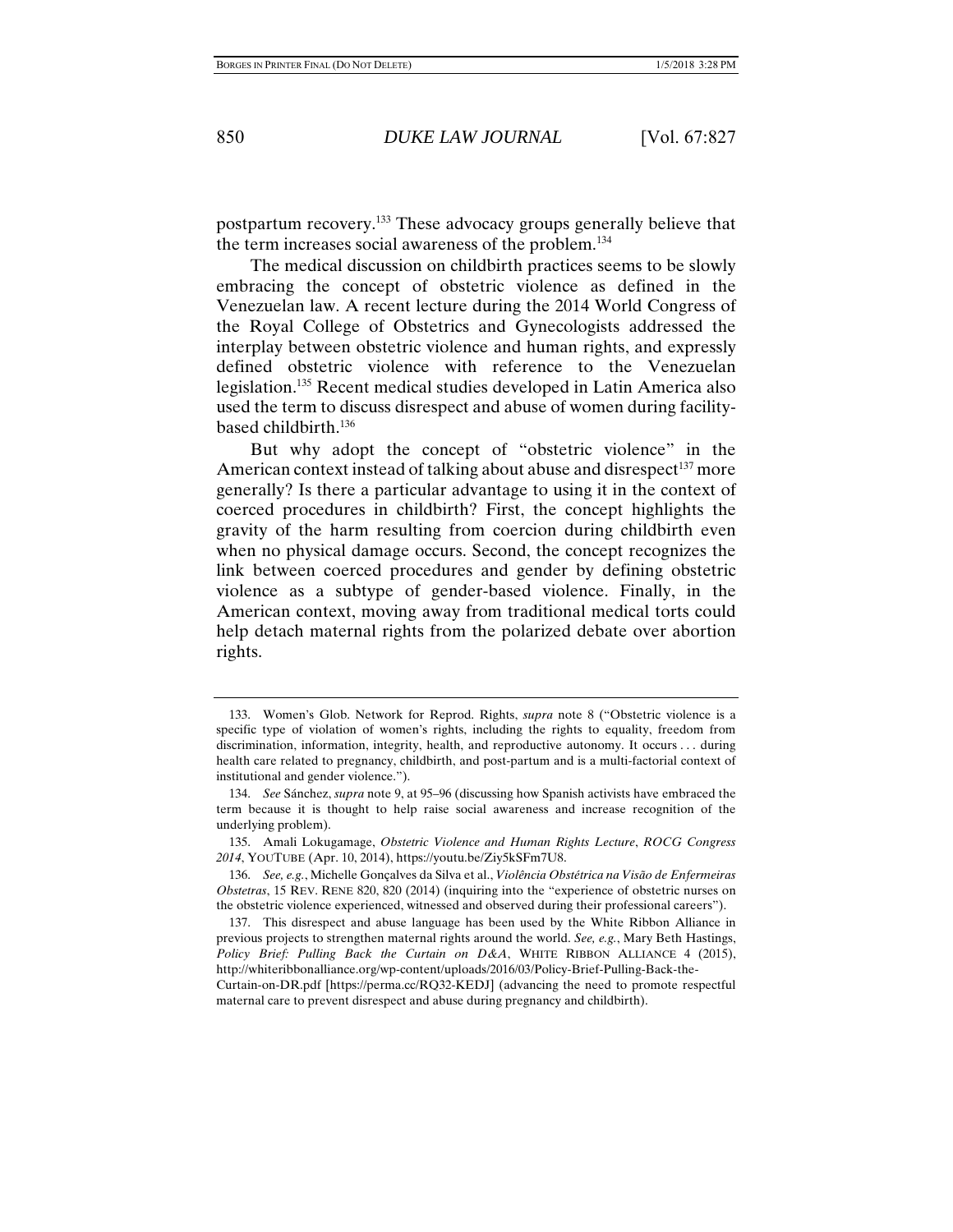postpartum recovery.[133] These advocacy groups generally believe that the term increases social awareness of the problem.[134]

The medical discussion on childbirth practices seems to be slowly embracing the concept of obstetric violence as defined in the Venezuelan law. A recent lecture during the 2014 World Congress of the Royal College of Obstetrics and Gynecologists addressed the interplay between obstetric violence and human rights, and expressly defined obstetric violence with reference to the Venezuelan legislation.[135] Recent medical studies developed in Latin America also used the term to discuss disrespect and abuse of women during facility-based childbirth.[136]

But why adopt the concept of "obstetric violence" in the American context instead of talking about abuse and disrespect[137] more generally? Is there a particular advantage to using it in the context of coerced procedures in childbirth? First, the concept highlights the gravity of the harm resulting from coercion during childbirth even when no physical damage occurs. Second, the concept recognizes the link between coerced procedures and gender by defining obstetric violence as a subtype of gender-based violence. Finally, in the American context, moving away from traditional medical torts could help detach maternal rights from the polarized debate over abortion rights.

---

133. Women's Glob. Network for Reprod. Rights, *supra* note 8 ("Obstetric violence is a specific type of violation of women's rights, including the rights to equality, freedom from discrimination, information, integrity, health, and reproductive autonomy. It occurs . . . during health care related to pregnancy, childbirth, and post-partum and is a multi-factorial context of institutional and gender violence.").

134. *See* Sánchez, *supra* note 9, at 95–96 (discussing how Spanish activists have embraced the term because it is thought to help raise social awareness and increase recognition of the underlying problem).

135. Amali Lokugamage, *Obstetric Violence and Human Rights Lecture*, *ROCG Congress 2014*, YOUTUBE (Apr. 10, 2014), https://youtu.be/Ziy5kSFm7U8.

136. *See, e.g.*, Michelle Gonçalves da Silva et al., *Violência Obstétrica na Visão de Enfermeiras Obstetras*, 15 REV. RENE 820, 820 (2014) (inquiring into the "experience of obstetric nurses on the obstetric violence experienced, witnessed and observed during their professional careers").

137. This disrespect and abuse language has been used by the White Ribbon Alliance in previous projects to strengthen maternal rights around the world. *See, e.g.*, Mary Beth Hastings, *Policy Brief: Pulling Back the Curtain on D&A*, WHITE RIBBON ALLIANCE 4 (2015), http://whiteribbonalliance.org/wp-content/uploads/2016/03/Policy-Brief-Pulling-Back-the-Curtain-on-DR.pdf [https://perma.cc/RQ32-KEDJ] (advancing the need to promote respectful maternal care to prevent disrespect and abuse during pregnancy and childbirth).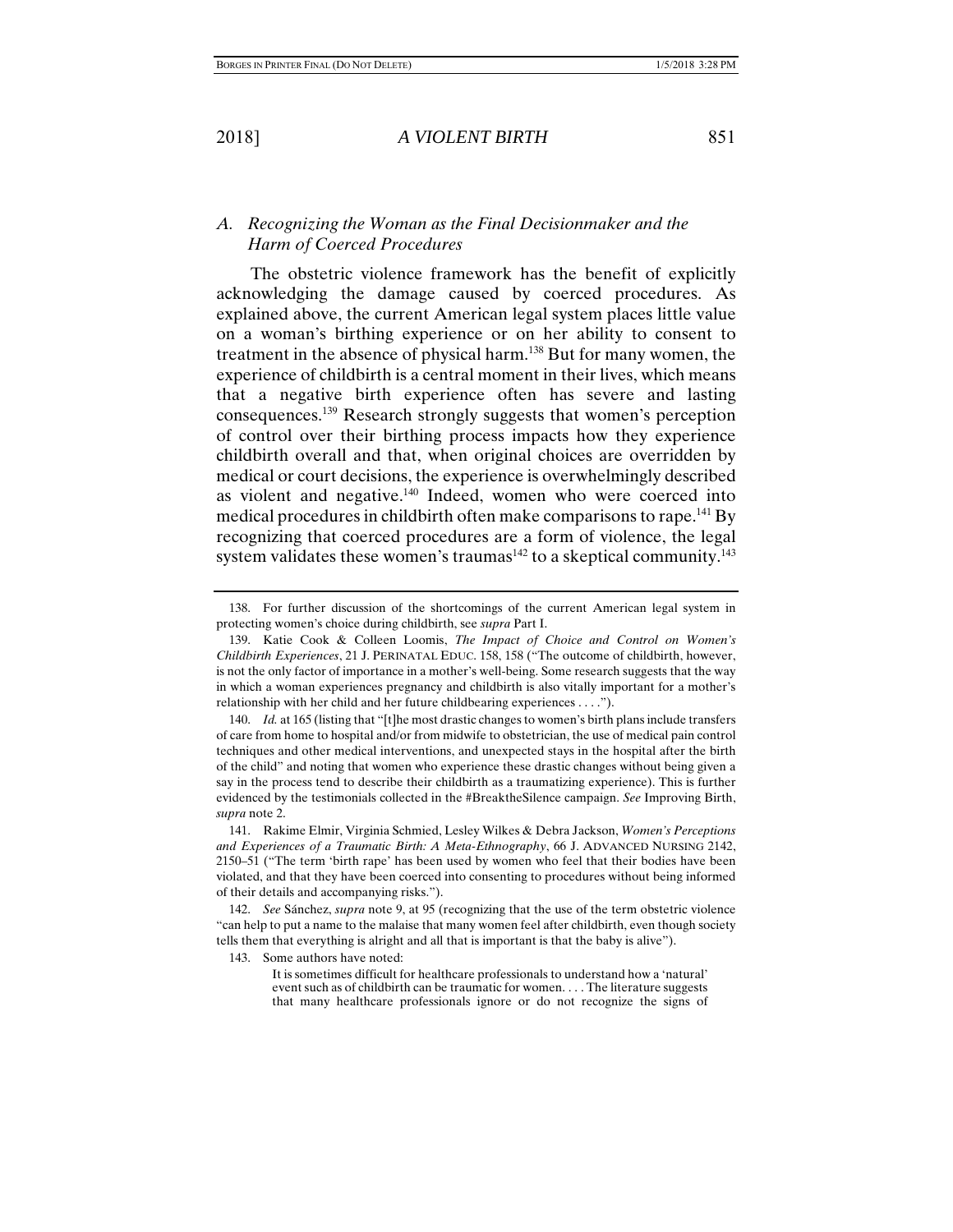## A. *Recognizing the Woman as the Final Decisionmaker and the Harm of Coerced Procedures*

The obstetric violence framework has the benefit of explicitly acknowledging the damage caused by coerced procedures. As explained above, the current American legal system places little value on a woman's birthing experience or on her ability to consent to treatment in the absence of physical harm.[138] But for many women, the experience of childbirth is a central moment in their lives, which means that a negative birth experience often has severe and lasting consequences.[139] Research strongly suggests that women's perception of control over their birthing process impacts how they experience childbirth overall and that, when original choices are overridden by medical or court decisions, the experience is overwhelmingly described as violent and negative.[140] Indeed, women who were coerced into medical procedures in childbirth often make comparisons to rape.[141] By recognizing that coerced procedures are a form of violence, the legal system validates these women's traumas[142] to a skeptical community.[143]

---

138. For further discussion of the shortcomings of the current American legal system in protecting women's choice during childbirth, see *supra* Part I.

139. Katie Cook & Colleen Loomis, *The Impact of Choice and Control on Women's Childbirth Experiences*, 21 J. PERINATAL EDUC. 158, 158 ("The outcome of childbirth, however, is not the only factor of importance in a mother's well-being. Some research suggests that the way in which a woman experiences pregnancy and childbirth is also vitally important for a mother's relationship with her child and her future childbearing experiences . . . .").

140. *Id.* at 165 (listing that "[t]he most drastic changes to women's birth plans include transfers of care from home to hospital and/or from midwife to obstetrician, the use of medical pain control techniques and other medical interventions, and unexpected stays in the hospital after the birth of the child" and noting that women who experience these drastic changes without being given a say in the process tend to describe their childbirth as a traumatizing experience). This is further evidenced by the testimonials collected in the #BreaktheSilence campaign. *See* Improving Birth, *supra* note 2.

141. Rakime Elmir, Virginia Schmied, Lesley Wilkes & Debra Jackson, *Women's Perceptions and Experiences of a Traumatic Birth: A Meta-Ethnography*, 66 J. ADVANCED NURSING 2142, 2150–51 ("The term 'birth rape' has been used by women who feel that their bodies have been violated, and that they have been coerced into consenting to procedures without being informed of their details and accompanying risks.").

142. *See* Sánchez, *supra* note 9, at 95 (recognizing that the use of the term obstetric violence "can help to put a name to the malaise that many women feel after childbirth, even though society tells them that everything is alright and all that is important is that the baby is alive").

143. Some authors have noted:

> It is sometimes difficult for healthcare professionals to understand how a 'natural' event such as of childbirth can be traumatic for women. . . . The literature suggests that many healthcare professionals ignore or do not recognize the signs of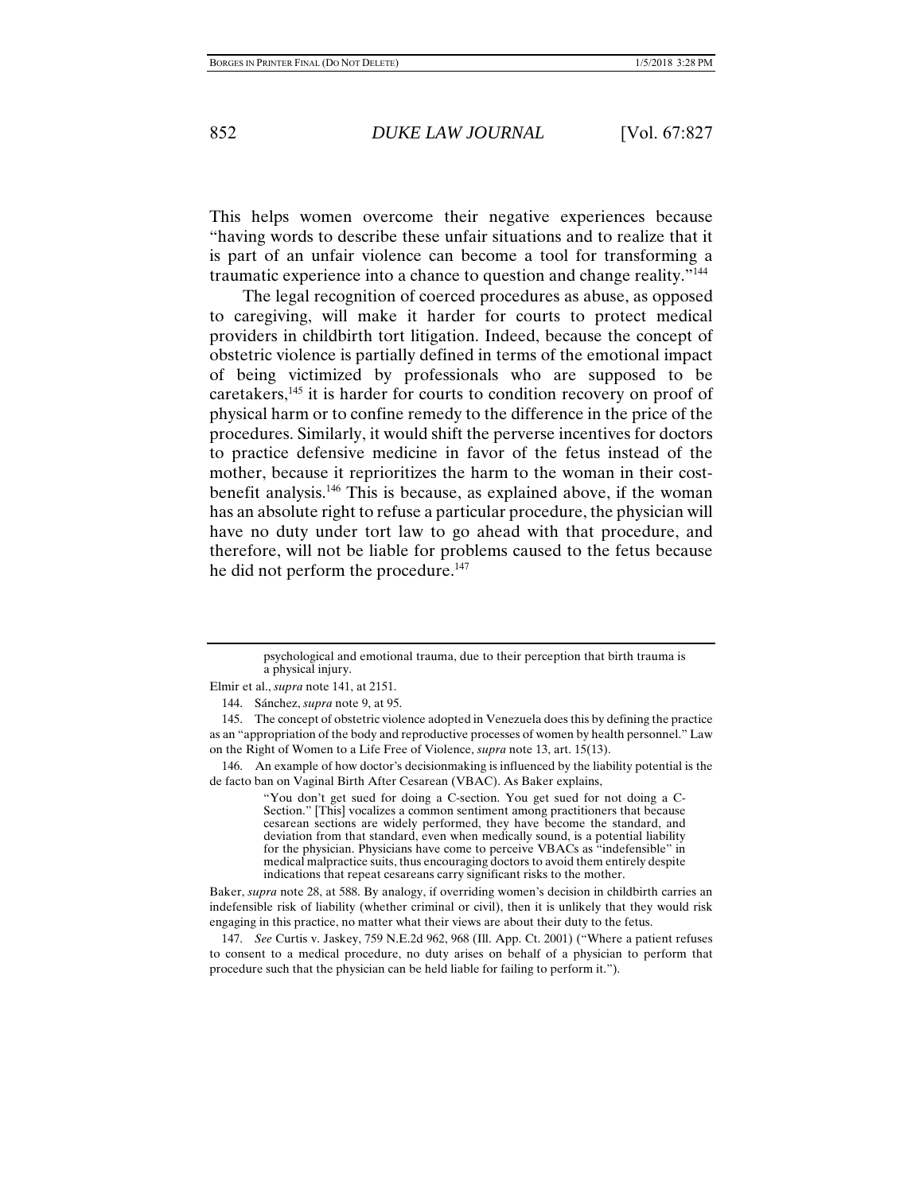This helps women overcome their negative experiences because "having words to describe these unfair situations and to realize that it is part of an unfair violence can become a tool for transforming a traumatic experience into a chance to question and change reality."[144]

The legal recognition of coerced procedures as abuse, as opposed to caregiving, will make it harder for courts to protect medical providers in childbirth tort litigation. Indeed, because the concept of obstetric violence is partially defined in terms of the emotional impact of being victimized by professionals who are supposed to be caretakers,[145] it is harder for courts to condition recovery on proof of physical harm or to confine remedy to the difference in the price of the procedures. Similarly, it would shift the perverse incentives for doctors to practice defensive medicine in favor of the fetus instead of the mother, because it reprioritizes the harm to the woman in their cost-benefit analysis.[146] This is because, as explained above, if the woman has an absolute right to refuse a particular procedure, the physician will have no duty under tort law to go ahead with that procedure, and therefore, will not be liable for problems caused to the fetus because he did not perform the procedure.[147]

---

> psychological and emotional trauma, due to their perception that birth trauma is a physical injury.

Elmir et al., *supra* note 141, at 2151.

144. Sánchez, *supra* note 9, at 95.

145. The concept of obstetric violence adopted in Venezuela does this by defining the practice as an "appropriation of the body and reproductive processes of women by health personnel." Law on the Right of Women to a Life Free of Violence, *supra* note 13, art. 15(13).

146. An example of how doctor's decisionmaking is influenced by the liability potential is the de facto ban on Vaginal Birth After Cesarean (VBAC). As Baker explains,

> "You don't get sued for doing a C-section. You get sued for not doing a C-Section." [This] vocalizes a common sentiment among practitioners that because cesarean sections are widely performed, they have become the standard, and deviation from that standard, even when medically sound, is a potential liability for the physician. Physicians have come to perceive VBACs as "indefensible" in medical malpractice suits, thus encouraging doctors to avoid them entirely despite indications that repeat cesareans carry significant risks to the mother.

Baker, *supra* note 28, at 588. By analogy, if overriding women's decision in childbirth carries an indefensible risk of liability (whether criminal or civil), then it is unlikely that they would risk engaging in this practice, no matter what their views are about their duty to the fetus.

147. *See* Curtis v. Jaskey, 759 N.E.2d 962, 968 (Ill. App. Ct. 2001) ("Where a patient refuses to consent to a medical procedure, no duty arises on behalf of a physician to perform that procedure such that the physician can be held liable for failing to perform it.").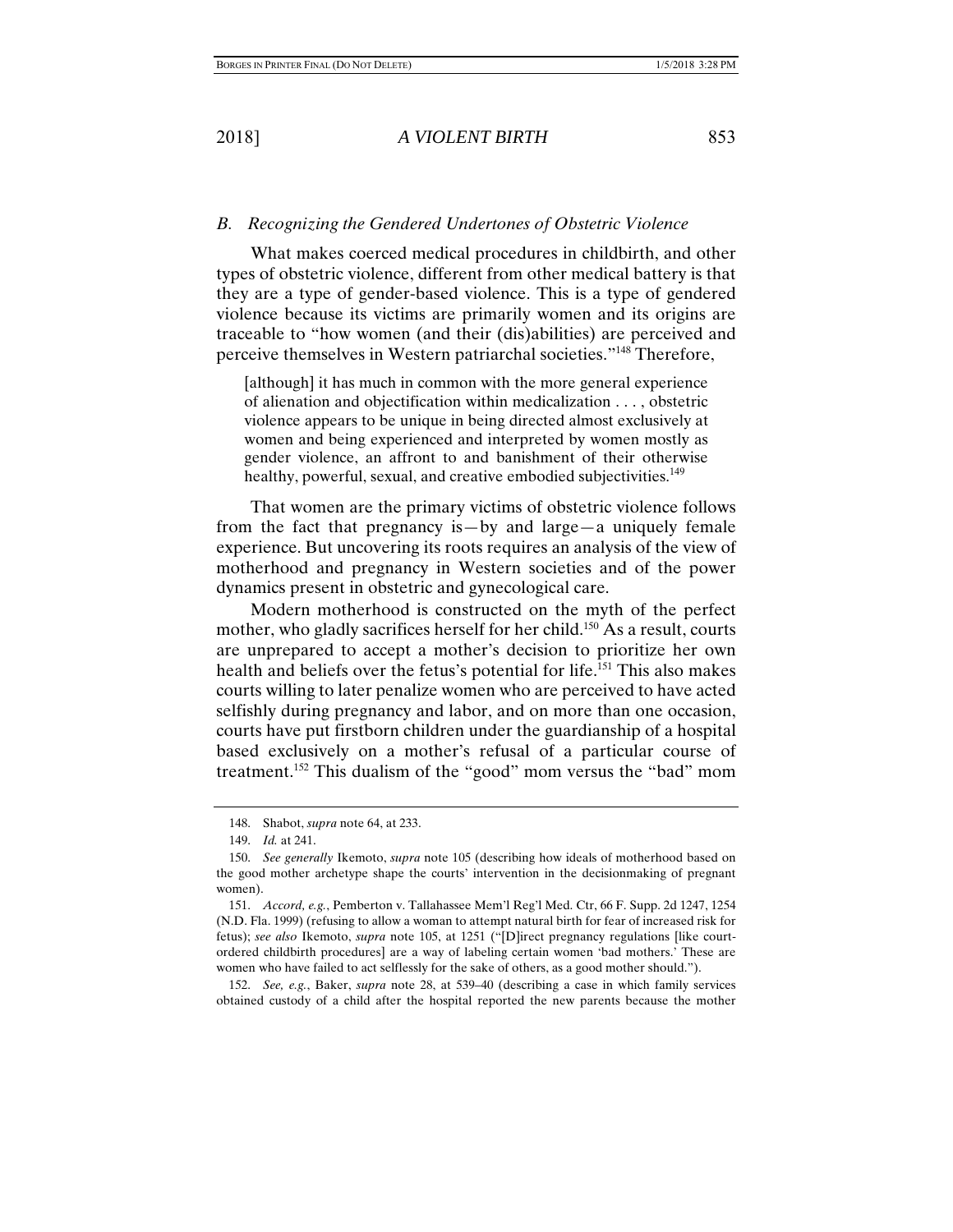### *B. Recognizing the Gendered Undertones of Obstetric Violence*

What makes coerced medical procedures in childbirth, and other types of obstetric violence, different from other medical battery is that they are a type of gender-based violence. This is a type of gendered violence because its victims are primarily women and its origins are traceable to "how women (and their (dis)abilities) are perceived and perceive themselves in Western patriarchal societies."[148] Therefore,

> [although] it has much in common with the more general experience of alienation and objectification within medicalization . . . , obstetric violence appears to be unique in being directed almost exclusively at women and being experienced and interpreted by women mostly as gender violence, an affront to and banishment of their otherwise healthy, powerful, sexual, and creative embodied subjectivities.[149]

That women are the primary victims of obstetric violence follows from the fact that pregnancy is—by and large—a uniquely female experience. But uncovering its roots requires an analysis of the view of motherhood and pregnancy in Western societies and of the power dynamics present in obstetric and gynecological care.

Modern motherhood is constructed on the myth of the perfect mother, who gladly sacrifices herself for her child.[150] As a result, courts are unprepared to accept a mother's decision to prioritize her own health and beliefs over the fetus's potential for life.[151] This also makes courts willing to later penalize women who are perceived to have acted selfishly during pregnancy and labor, and on more than one occasion, courts have put firstborn children under the guardianship of a hospital based exclusively on a mother's refusal of a particular course of treatment.[152] This dualism of the "good" mom versus the "bad" mom

---

148. Shabot, *supra* note 64, at 233.

149. *Id.* at 241.

150. *See generally* Ikemoto, *supra* note 105 (describing how ideals of motherhood based on the good mother archetype shape the courts' intervention in the decisionmaking of pregnant women).

151. *Accord, e.g.*, Pemberton v. Tallahassee Mem'l Reg'l Med. Ctr, 66 F. Supp. 2d 1247, 1254 (N.D. Fla. 1999) (refusing to allow a woman to attempt natural birth for fear of increased risk for fetus); *see also* Ikemoto, *supra* note 105, at 1251 ("[D]irect pregnancy regulations [like court-ordered childbirth procedures] are a way of labeling certain women 'bad mothers.' These are women who have failed to act selflessly for the sake of others, as a good mother should.").

152. *See, e.g.*, Baker, *supra* note 28, at 539–40 (describing a case in which family services obtained custody of a child after the hospital reported the new parents because the mother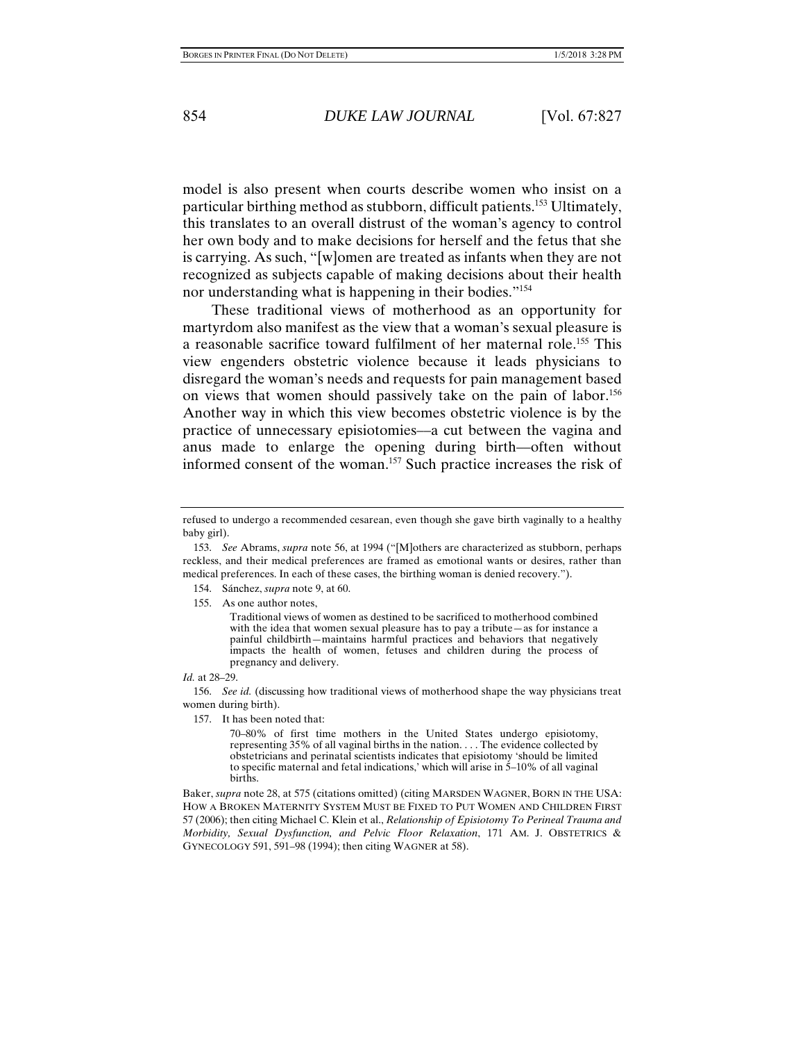model is also present when courts describe women who insist on a particular birthing method as stubborn, difficult patients.[153] Ultimately, this translates to an overall distrust of the woman's agency to control her own body and to make decisions for herself and the fetus that she is carrying. As such, "[w]omen are treated as infants when they are not recognized as subjects capable of making decisions about their health nor understanding what is happening in their bodies."[154]

These traditional views of motherhood as an opportunity for martyrdom also manifest as the view that a woman's sexual pleasure is a reasonable sacrifice toward fulfilment of her maternal role.[155] This view engenders obstetric violence because it leads physicians to disregard the woman's needs and requests for pain management based on views that women should passively take on the pain of labor.[156] Another way in which this view becomes obstetric violence is by the practice of unnecessary episiotomies—a cut between the vagina and anus made to enlarge the opening during birth—often without informed consent of the woman.[157] Such practice increases the risk of

---

refused to undergo a recommended cesarean, even though she gave birth vaginally to a healthy baby girl).

153. *See* Abrams, *supra* note 56, at 1994 ("[M]others are characterized as stubborn, perhaps reckless, and their medical preferences are framed as emotional wants or desires, rather than medical preferences. In each of these cases, the birthing woman is denied recovery.").

154. Sánchez, *supra* note 9, at 60.

155. As one author notes,

> Traditional views of women as destined to be sacrificed to motherhood combined with the idea that women sexual pleasure has to pay a tribute—as for instance a painful childbirth—maintains harmful practices and behaviors that negatively impacts the health of women, fetuses and children during the process of pregnancy and delivery.

*Id.* at 28–29.

156. *See id.* (discussing how traditional views of motherhood shape the way physicians treat women during birth).

157. It has been noted that:

> 70–80% of first time mothers in the United States undergo episiotomy, representing 35% of all vaginal births in the nation. . . . The evidence collected by obstetricians and perinatal scientists indicates that episiotomy 'should be limited to specific maternal and fetal indications,' which will arise in 5–10% of all vaginal births.

Baker, *supra* note 28, at 575 (citations omitted) (citing MARSDEN WAGNER, BORN IN THE USA: HOW A BROKEN MATERNITY SYSTEM MUST BE FIXED TO PUT WOMEN AND CHILDREN FIRST 57 (2006); then citing Michael C. Klein et al., *Relationship of Episiotomy To Perineal Trauma and Morbidity, Sexual Dysfunction, and Pelvic Floor Relaxation*, 171 AM. J. OBSTETRICS & GYNECOLOGY 591, 591–98 (1994); then citing WAGNER at 58).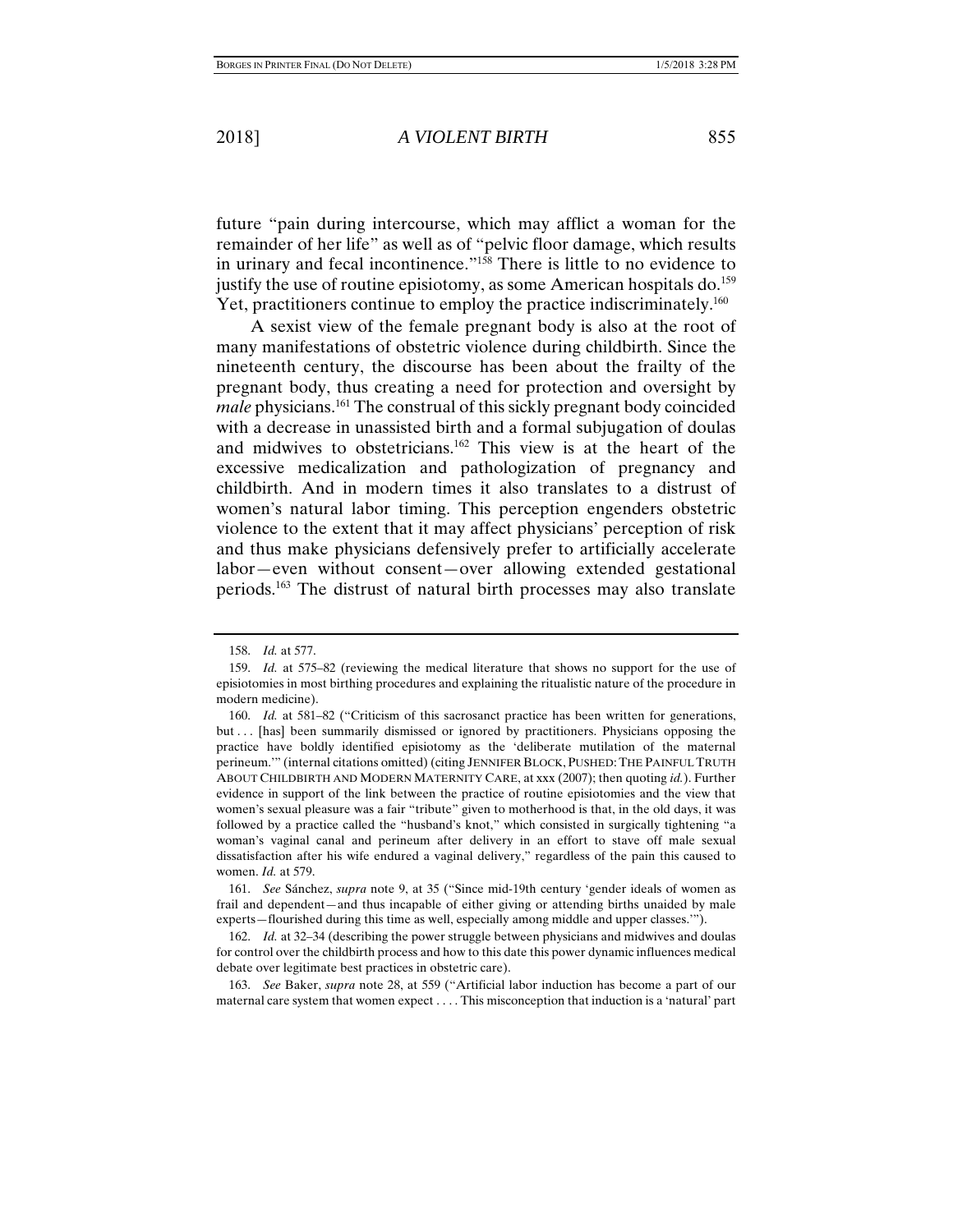future "pain during intercourse, which may afflict a woman for the remainder of her life" as well as of "pelvic floor damage, which results in urinary and fecal incontinence."[158] There is little to no evidence to justify the use of routine episiotomy, as some American hospitals do.[159] Yet, practitioners continue to employ the practice indiscriminately.[160]

A sexist view of the female pregnant body is also at the root of many manifestations of obstetric violence during childbirth. Since the nineteenth century, the discourse has been about the frailty of the pregnant body, thus creating a need for protection and oversight by *male* physicians.[161] The construal of this sickly pregnant body coincided with a decrease in unassisted birth and a formal subjugation of doulas and midwives to obstetricians.[162] This view is at the heart of the excessive medicalization and pathologization of pregnancy and childbirth. And in modern times it also translates to a distrust of women's natural labor timing. This perception engenders obstetric violence to the extent that it may affect physicians' perception of risk and thus make physicians defensively prefer to artificially accelerate labor—even without consent—over allowing extended gestational periods.[163] The distrust of natural birth processes may also translate

---

158. *Id.* at 577.

159. *Id.* at 575–82 (reviewing the medical literature that shows no support for the use of episiotomies in most birthing procedures and explaining the ritualistic nature of the procedure in modern medicine).

160. *Id.* at 581–82 ("Criticism of this sacrosanct practice has been written for generations, but . . . [has] been summarily dismissed or ignored by practitioners. Physicians opposing the practice have boldly identified episiotomy as the 'deliberate mutilation of the maternal perineum.'" (internal citations omitted) (citing JENNIFER BLOCK, PUSHED: THE PAINFUL TRUTH ABOUT CHILDBIRTH AND MODERN MATERNITY CARE, at xxx (2007); then quoting *id.*). Further evidence in support of the link between the practice of routine episiotomies and the view that women's sexual pleasure was a fair "tribute" given to motherhood is that, in the old days, it was followed by a practice called the "husband's knot," which consisted in surgically tightening "a woman's vaginal canal and perineum after delivery in an effort to stave off male sexual dissatisfaction after his wife endured a vaginal delivery," regardless of the pain this caused to women. *Id.* at 579.

161. *See* Sánchez, *supra* note 9, at 35 ("Since mid-19th century 'gender ideals of women as frail and dependent—and thus incapable of either giving or attending births unaided by male experts—flourished during this time as well, especially among middle and upper classes.'").

162. *Id.* at 32–34 (describing the power struggle between physicians and midwives and doulas for control over the childbirth process and how to this date this power dynamic influences medical debate over legitimate best practices in obstetric care).

163. *See* Baker, *supra* note 28, at 559 ("Artificial labor induction has become a part of our maternal care system that women expect . . . . This misconception that induction is a 'natural' part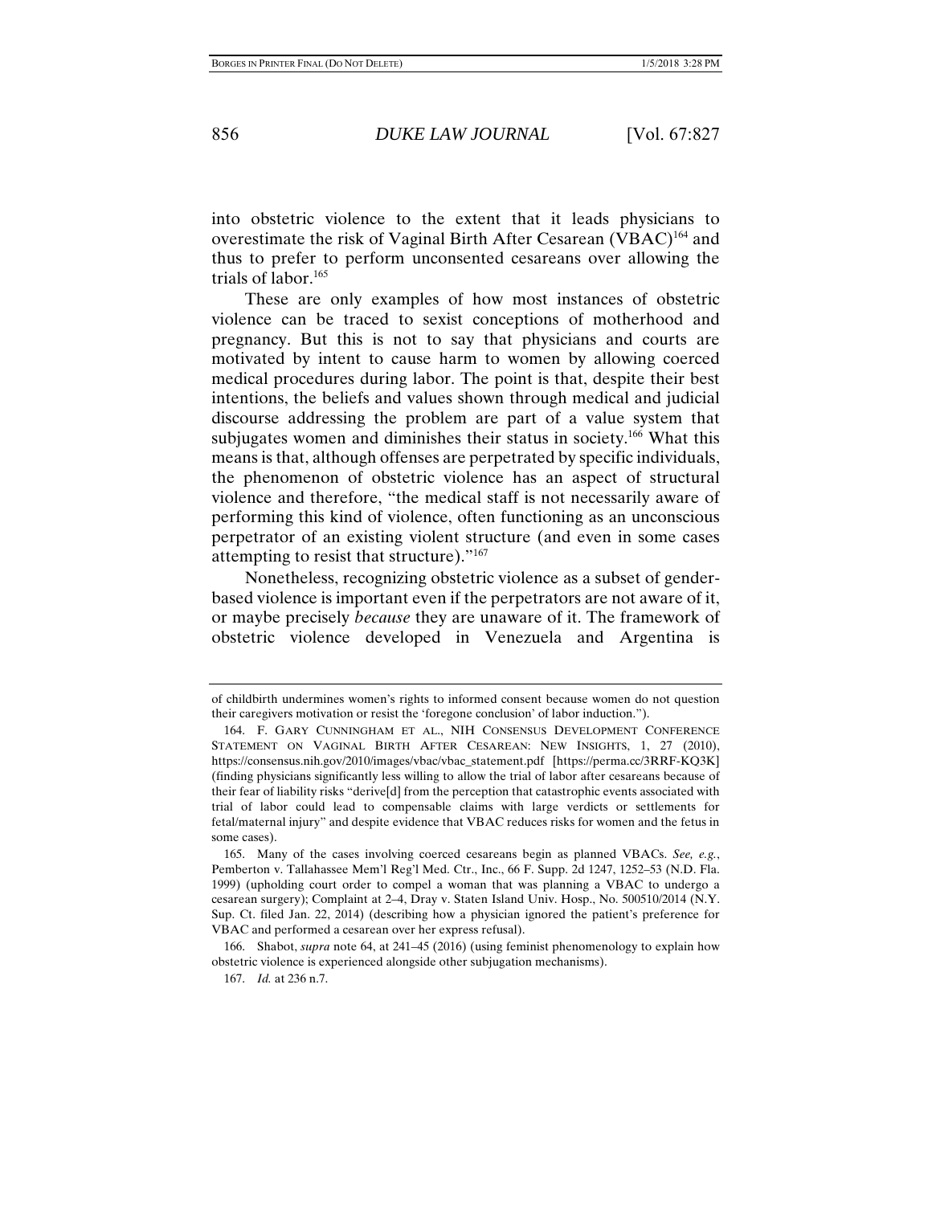into obstetric violence to the extent that it leads physicians to overestimate the risk of Vaginal Birth After Cesarean (VBAC)[164] and thus to prefer to perform unconsented cesareans over allowing the trials of labor.[165]

These are only examples of how most instances of obstetric violence can be traced to sexist conceptions of motherhood and pregnancy. But this is not to say that physicians and courts are motivated by intent to cause harm to women by allowing coerced medical procedures during labor. The point is that, despite their best intentions, the beliefs and values shown through medical and judicial discourse addressing the problem are part of a value system that subjugates women and diminishes their status in society.[166] What this means is that, although offenses are perpetrated by specific individuals, the phenomenon of obstetric violence has an aspect of structural violence and therefore, "the medical staff is not necessarily aware of performing this kind of violence, often functioning as an unconscious perpetrator of an existing violent structure (and even in some cases attempting to resist that structure)."[167]

Nonetheless, recognizing obstetric violence as a subset of gender-based violence is important even if the perpetrators are not aware of it, or maybe precisely *because* they are unaware of it. The framework of obstetric violence developed in Venezuela and Argentina is

---

of childbirth undermines women's rights to informed consent because women do not question their caregivers motivation or resist the 'foregone conclusion' of labor induction.").

164. F. GARY CUNNINGHAM ET AL., NIH CONSENSUS DEVELOPMENT CONFERENCE STATEMENT ON VAGINAL BIRTH AFTER CESAREAN: NEW INSIGHTS, 1, 27 (2010), https://consensus.nih.gov/2010/images/vbac/vbac_statement.pdf [https://perma.cc/3RRF-KQ3K] (finding physicians significantly less willing to allow the trial of labor after cesareans because of their fear of liability risks "derive[d] from the perception that catastrophic events associated with trial of labor could lead to compensable claims with large verdicts or settlements for fetal/maternal injury" and despite evidence that VBAC reduces risks for women and the fetus in some cases).

165. Many of the cases involving coerced cesareans begin as planned VBACs. *See, e.g.*, Pemberton v. Tallahassee Mem'l Reg'l Med. Ctr., Inc., 66 F. Supp. 2d 1247, 1252–53 (N.D. Fla. 1999) (upholding court order to compel a woman that was planning a VBAC to undergo a cesarean surgery); Complaint at 2–4, Dray v. Staten Island Univ. Hosp., No. 500510/2014 (N.Y. Sup. Ct. filed Jan. 22, 2014) (describing how a physician ignored the patient's preference for VBAC and performed a cesarean over her express refusal).

166. Shabot, *supra* note 64, at 241–45 (2016) (using feminist phenomenology to explain how obstetric violence is experienced alongside other subjugation mechanisms).

167. *Id.* at 236 n.7.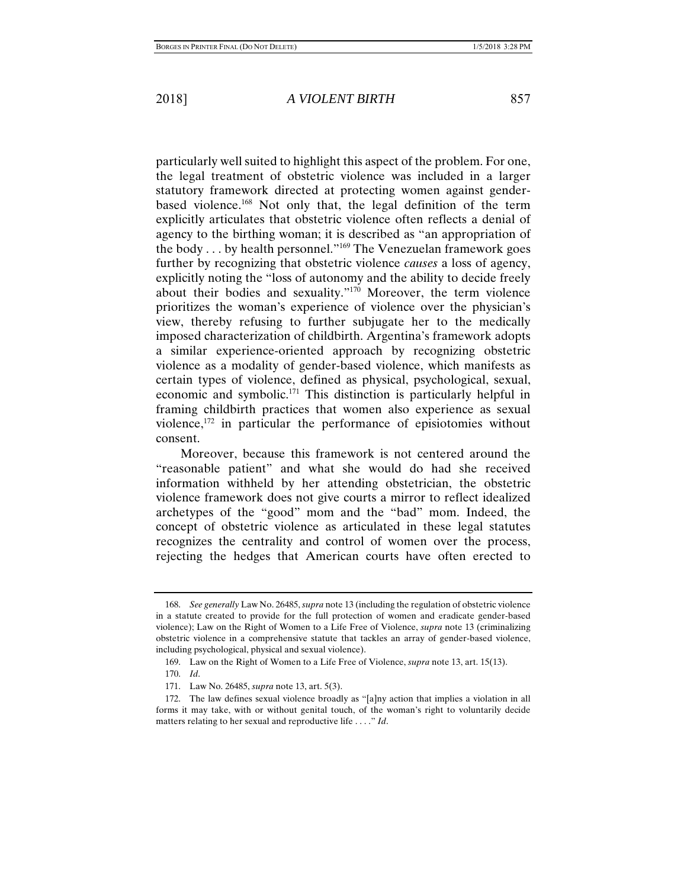particularly well suited to highlight this aspect of the problem. For one, the legal treatment of obstetric violence was included in a larger statutory framework directed at protecting women against gender-based violence.[168] Not only that, the legal definition of the term explicitly articulates that obstetric violence often reflects a denial of agency to the birthing woman; it is described as "an appropriation of the body . . . by health personnel."[169] The Venezuelan framework goes further by recognizing that obstetric violence *causes* a loss of agency, explicitly noting the "loss of autonomy and the ability to decide freely about their bodies and sexuality."[170] Moreover, the term violence prioritizes the woman's experience of violence over the physician's view, thereby refusing to further subjugate her to the medically imposed characterization of childbirth. Argentina's framework adopts a similar experience-oriented approach by recognizing obstetric violence as a modality of gender-based violence, which manifests as certain types of violence, defined as physical, psychological, sexual, economic and symbolic.[171] This distinction is particularly helpful in framing childbirth practices that women also experience as sexual violence,[172] in particular the performance of episiotomies without consent.

Moreover, because this framework is not centered around the "reasonable patient" and what she would do had she received information withheld by her attending obstetrician, the obstetric violence framework does not give courts a mirror to reflect idealized archetypes of the "good" mom and the "bad" mom. Indeed, the concept of obstetric violence as articulated in these legal statutes recognizes the centrality and control of women over the process, rejecting the hedges that American courts have often erected to

---

168. *See generally* Law No. 26485, *supra* note 13 (including the regulation of obstetric violence in a statute created to provide for the full protection of women and eradicate gender-based violence); Law on the Right of Women to a Life Free of Violence, *supra* note 13 (criminalizing obstetric violence in a comprehensive statute that tackles an array of gender-based violence, including psychological, physical and sexual violence).

169. Law on the Right of Women to a Life Free of Violence, *supra* note 13, art. 15(13).

170. *Id*.

171. Law No. 26485, *supra* note 13, art. 5(3).

172. The law defines sexual violence broadly as "[a]ny action that implies a violation in all forms it may take, with or without genital touch, of the woman's right to voluntarily decide matters relating to her sexual and reproductive life . . . ." *Id*.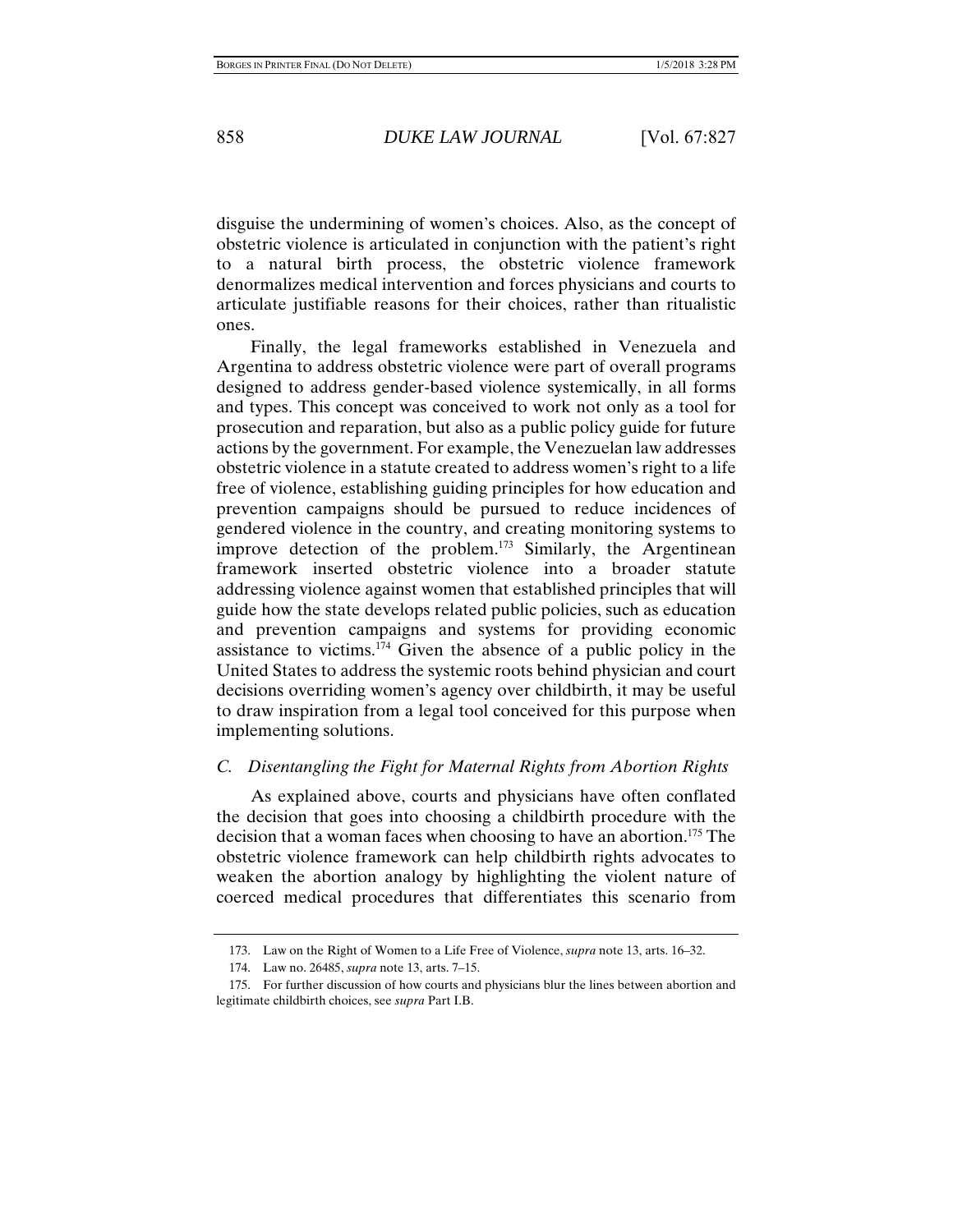disguise the undermining of women's choices. Also, as the concept of obstetric violence is articulated in conjunction with the patient's right to a natural birth process, the obstetric violence framework denormalizes medical intervention and forces physicians and courts to articulate justifiable reasons for their choices, rather than ritualistic ones.

Finally, the legal frameworks established in Venezuela and Argentina to address obstetric violence were part of overall programs designed to address gender-based violence systemically, in all forms and types. This concept was conceived to work not only as a tool for prosecution and reparation, but also as a public policy guide for future actions by the government. For example, the Venezuelan law addresses obstetric violence in a statute created to address women's right to a life free of violence, establishing guiding principles for how education and prevention campaigns should be pursued to reduce incidences of gendered violence in the country, and creating monitoring systems to improve detection of the problem.[173] Similarly, the Argentinean framework inserted obstetric violence into a broader statute addressing violence against women that established principles that will guide how the state develops related public policies, such as education and prevention campaigns and systems for providing economic assistance to victims.[174] Given the absence of a public policy in the United States to address the systemic roots behind physician and court decisions overriding women's agency over childbirth, it may be useful to draw inspiration from a legal tool conceived for this purpose when implementing solutions.

### *C. Disentangling the Fight for Maternal Rights from Abortion Rights*

As explained above, courts and physicians have often conflated the decision that goes into choosing a childbirth procedure with the decision that a woman faces when choosing to have an abortion.[175] The obstetric violence framework can help childbirth rights advocates to weaken the abortion analogy by highlighting the violent nature of coerced medical procedures that differentiates this scenario from

---

173. Law on the Right of Women to a Life Free of Violence, *supra* note 13, arts. 16–32.

174. Law no. 26485, *supra* note 13, arts. 7–15.

175. For further discussion of how courts and physicians blur the lines between abortion and legitimate childbirth choices, see *supra* Part I.B.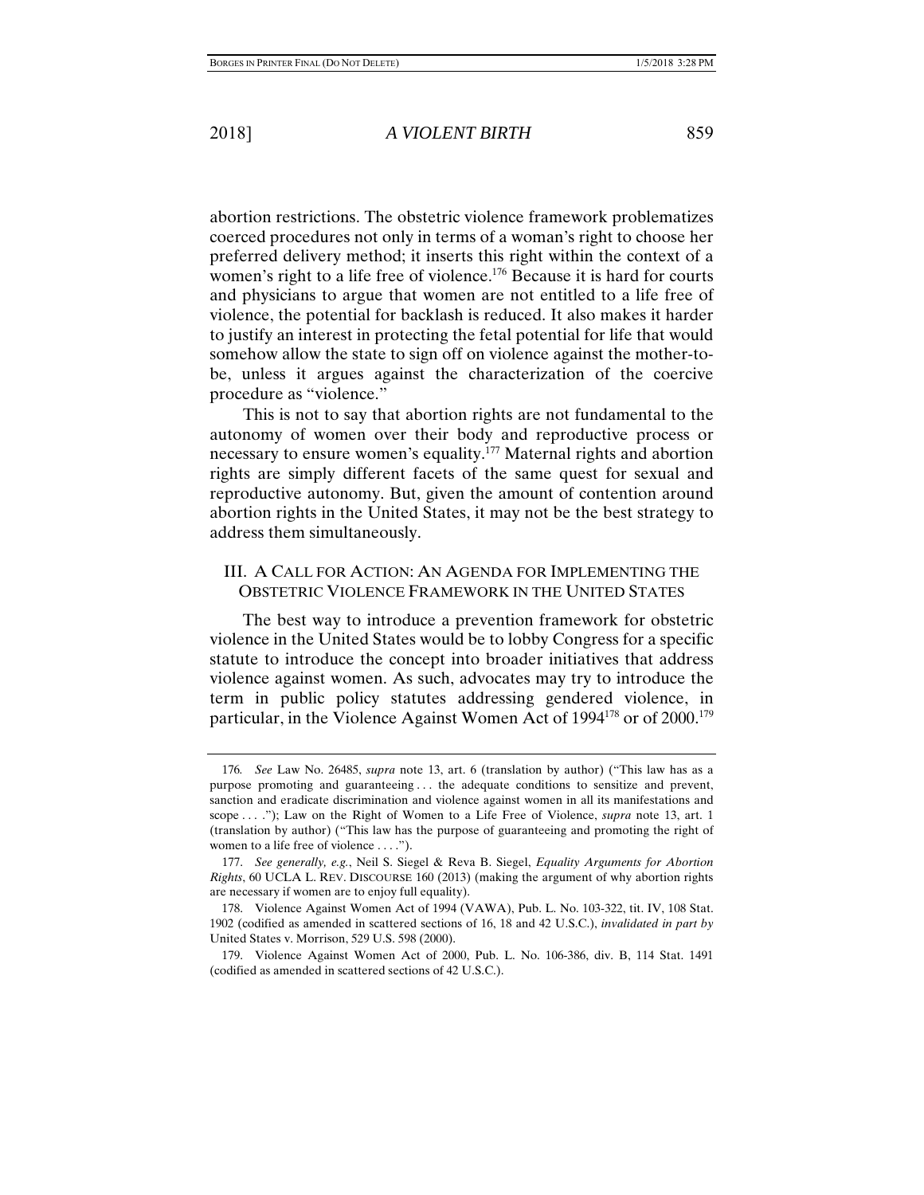abortion restrictions. The obstetric violence framework problematizes coerced procedures not only in terms of a woman's right to choose her preferred delivery method; it inserts this right within the context of a women's right to a life free of violence.[176] Because it is hard for courts and physicians to argue that women are not entitled to a life free of violence, the potential for backlash is reduced. It also makes it harder to justify an interest in protecting the fetal potential for life that would somehow allow the state to sign off on violence against the mother-to-be, unless it argues against the characterization of the coercive procedure as "violence."

This is not to say that abortion rights are not fundamental to the autonomy of women over their body and reproductive process or necessary to ensure women's equality.[177] Maternal rights and abortion rights are simply different facets of the same quest for sexual and reproductive autonomy. But, given the amount of contention around abortion rights in the United States, it may not be the best strategy to address them simultaneously.

## III. A CALL FOR ACTION: AN AGENDA FOR IMPLEMENTING THE OBSTETRIC VIOLENCE FRAMEWORK IN THE UNITED STATES

The best way to introduce a prevention framework for obstetric violence in the United States would be to lobby Congress for a specific statute to introduce the concept into broader initiatives that address violence against women. As such, advocates may try to introduce the term in public policy statutes addressing gendered violence, in particular, in the Violence Against Women Act of 1994[178] or of 2000.[179]

---

176. *See* Law No. 26485, *supra* note 13, art. 6 (translation by author) ("This law has as a purpose promoting and guaranteeing . . . the adequate conditions to sensitize and prevent, sanction and eradicate discrimination and violence against women in all its manifestations and scope . . . ."); Law on the Right of Women to a Life Free of Violence, *supra* note 13, art. 1 (translation by author) ("This law has the purpose of guaranteeing and promoting the right of women to a life free of violence . . . .").

177. *See generally, e.g.*, Neil S. Siegel & Reva B. Siegel, *Equality Arguments for Abortion Rights*, 60 UCLA L. REV. DISCOURSE 160 (2013) (making the argument of why abortion rights are necessary if women are to enjoy full equality).

178. Violence Against Women Act of 1994 (VAWA), Pub. L. No. 103-322, tit. IV, 108 Stat. 1902 (codified as amended in scattered sections of 16, 18 and 42 U.S.C.), *invalidated in part by* United States v. Morrison, 529 U.S. 598 (2000).

179. Violence Against Women Act of 2000, Pub. L. No. 106-386, div. B, 114 Stat. 1491 (codified as amended in scattered sections of 42 U.S.C.).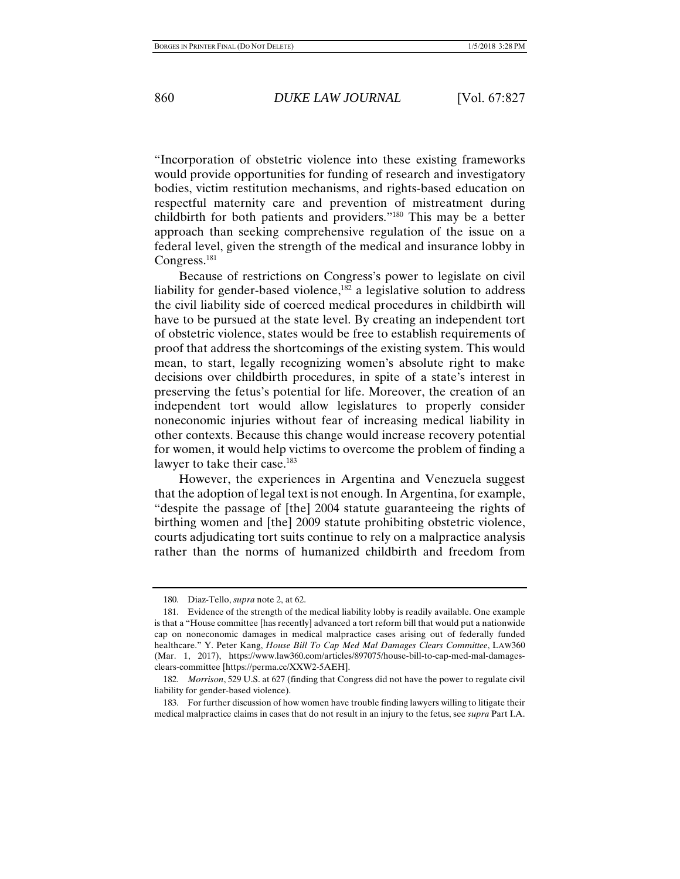"Incorporation of obstetric violence into these existing frameworks would provide opportunities for funding of research and investigatory bodies, victim restitution mechanisms, and rights-based education on respectful maternity care and prevention of mistreatment during childbirth for both patients and providers."[180] This may be a better approach than seeking comprehensive regulation of the issue on a federal level, given the strength of the medical and insurance lobby in Congress.[181]

Because of restrictions on Congress's power to legislate on civil liability for gender-based violence,[182] a legislative solution to address the civil liability side of coerced medical procedures in childbirth will have to be pursued at the state level. By creating an independent tort of obstetric violence, states would be free to establish requirements of proof that address the shortcomings of the existing system. This would mean, to start, legally recognizing women's absolute right to make decisions over childbirth procedures, in spite of a state's interest in preserving the fetus's potential for life. Moreover, the creation of an independent tort would allow legislatures to properly consider noneconomic injuries without fear of increasing medical liability in other contexts. Because this change would increase recovery potential for women, it would help victims to overcome the problem of finding a lawyer to take their case.[183]

However, the experiences in Argentina and Venezuela suggest that the adoption of legal text is not enough. In Argentina, for example, "despite the passage of [the] 2004 statute guaranteeing the rights of birthing women and [the] 2009 statute prohibiting obstetric violence, courts adjudicating tort suits continue to rely on a malpractice analysis rather than the norms of humanized childbirth and freedom from

---

180. Diaz-Tello, *supra* note 2, at 62.

181. Evidence of the strength of the medical liability lobby is readily available. One example is that a "House committee [has recently] advanced a tort reform bill that would put a nationwide cap on noneconomic damages in medical malpractice cases arising out of federally funded healthcare." Y. Peter Kang, *House Bill To Cap Med Mal Damages Clears Committee*, LAW360 (Mar. 1, 2017), https://www.law360.com/articles/897075/house-bill-to-cap-med-mal-damages-clears-committee [https://perma.cc/XXW2-5AEH].

182. *Morrison*, 529 U.S. at 627 (finding that Congress did not have the power to regulate civil liability for gender-based violence).

183. For further discussion of how women have trouble finding lawyers willing to litigate their medical malpractice claims in cases that do not result in an injury to the fetus, see *supra* Part I.A.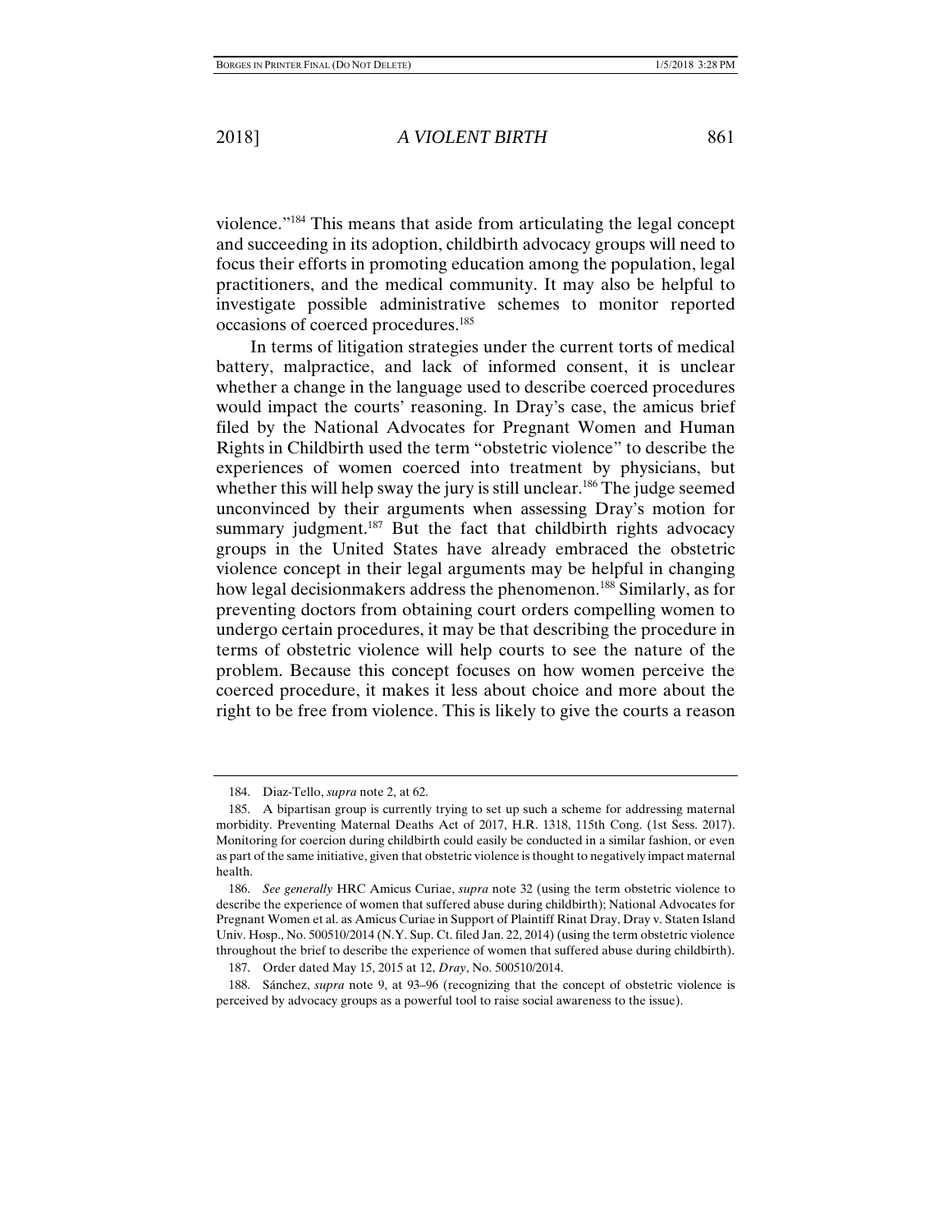violence."[184] This means that aside from articulating the legal concept and succeeding in its adoption, childbirth advocacy groups will need to focus their efforts in promoting education among the population, legal practitioners, and the medical community. It may also be helpful to investigate possible administrative schemes to monitor reported occasions of coerced procedures.[185]

In terms of litigation strategies under the current torts of medical battery, malpractice, and lack of informed consent, it is unclear whether a change in the language used to describe coerced procedures would impact the courts' reasoning. In Dray's case, the amicus brief filed by the National Advocates for Pregnant Women and Human Rights in Childbirth used the term "obstetric violence" to describe the experiences of women coerced into treatment by physicians, but whether this will help sway the jury is still unclear.[186] The judge seemed unconvinced by their arguments when assessing Dray's motion for summary judgment.[187] But the fact that childbirth rights advocacy groups in the United States have already embraced the obstetric violence concept in their legal arguments may be helpful in changing how legal decisionmakers address the phenomenon.[188] Similarly, as for preventing doctors from obtaining court orders compelling women to undergo certain procedures, it may be that describing the procedure in terms of obstetric violence will help courts to see the nature of the problem. Because this concept focuses on how women perceive the coerced procedure, it makes it less about choice and more about the right to be free from violence. This is likely to give the courts a reason

---

184. Diaz-Tello, *supra* note 2, at 62.

185. A bipartisan group is currently trying to set up such a scheme for addressing maternal morbidity. Preventing Maternal Deaths Act of 2017, H.R. 1318, 115th Cong. (1st Sess. 2017). Monitoring for coercion during childbirth could easily be conducted in a similar fashion, or even as part of the same initiative, given that obstetric violence is thought to negatively impact maternal health.

186. *See generally* HRC Amicus Curiae, *supra* note 32 (using the term obstetric violence to describe the experience of women that suffered abuse during childbirth); National Advocates for Pregnant Women et al. as Amicus Curiae in Support of Plaintiff Rinat Dray, Dray v. Staten Island Univ. Hosp., No. 500510/2014 (N.Y. Sup. Ct. filed Jan. 22, 2014) (using the term obstetric violence throughout the brief to describe the experience of women that suffered abuse during childbirth).

187. Order dated May 15, 2015 at 12, *Dray*, No. 500510/2014.

188. Sánchez, *supra* note 9, at 93–96 (recognizing that the concept of obstetric violence is perceived by advocacy groups as a powerful tool to raise social awareness to the issue).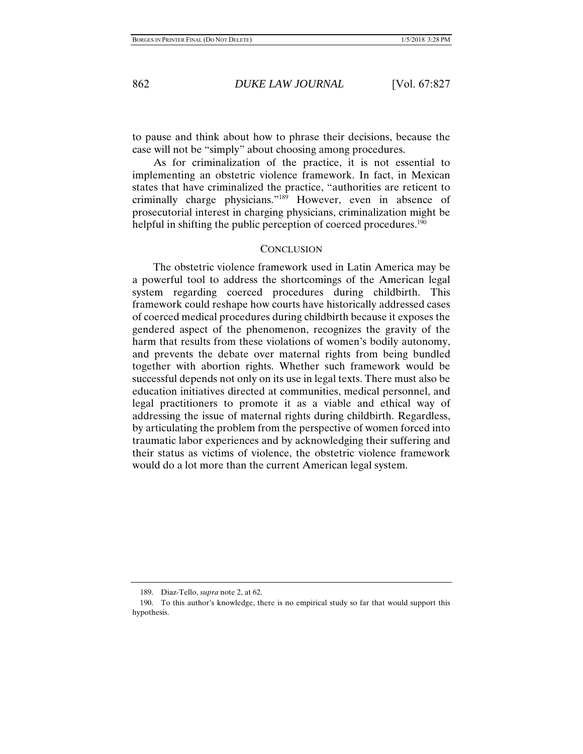to pause and think about how to phrase their decisions, because the case will not be "simply" about choosing among procedures.

As for criminalization of the practice, it is not essential to implementing an obstetric violence framework. In fact, in Mexican states that have criminalized the practice, "authorities are reticent to criminally charge physicians."[189] However, even in absence of prosecutorial interest in charging physicians, criminalization might be helpful in shifting the public perception of coerced procedures.[190]

## CONCLUSION

The obstetric violence framework used in Latin America may be a powerful tool to address the shortcomings of the American legal system regarding coerced procedures during childbirth. This framework could reshape how courts have historically addressed cases of coerced medical procedures during childbirth because it exposes the gendered aspect of the phenomenon, recognizes the gravity of the harm that results from these violations of women's bodily autonomy, and prevents the debate over maternal rights from being bundled together with abortion rights. Whether such framework would be successful depends not only on its use in legal texts. There must also be education initiatives directed at communities, medical personnel, and legal practitioners to promote it as a viable and ethical way of addressing the issue of maternal rights during childbirth. Regardless, by articulating the problem from the perspective of women forced into traumatic labor experiences and by acknowledging their suffering and their status as victims of violence, the obstetric violence framework would do a lot more than the current American legal system.

---

189. Diaz-Tello, *supra* note 2, at 62.

190. To this author's knowledge, there is no empirical study so far that would support this hypothesis.